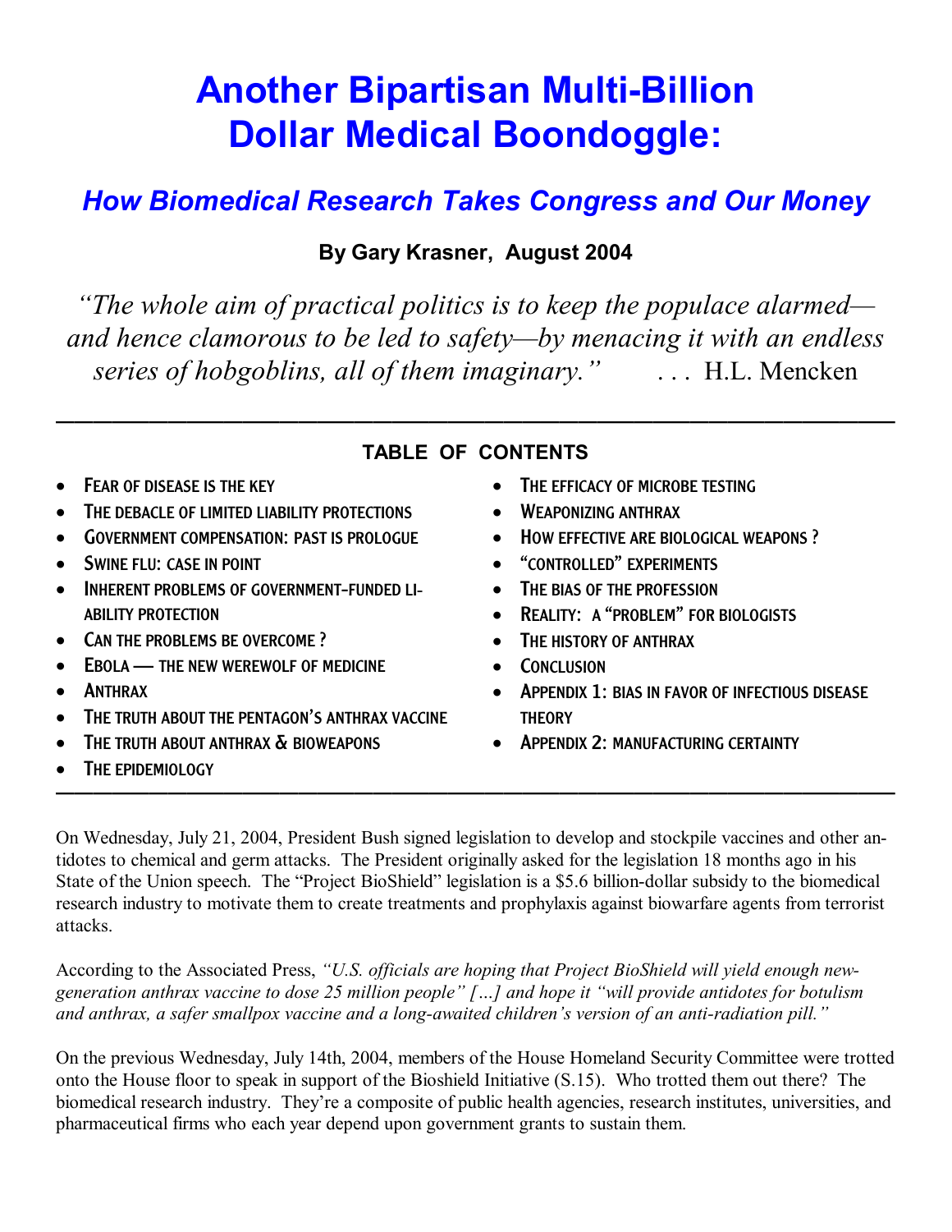# Another Bipartisan Multi-Billion Dollar Medical Boondoggle:

## *How Biomedical Research Takes Congress and Our Money*

**By Gary Krasner, August 2004**

*"The whole aim of practical politics is to keep the populace alarmed—and hence clamorous to be led to safety—by menacing it with an endless series of hobgoblins, all of them imaginary."* . . . H.L. Mencken

---

### TABLE OF CONTENTS

- Fear of disease is the key
- The debacle of limited liability protections
- Government compensation: past is prologue
- Swine flu: case in point
- Inherent problems of government-funded liability protection
- Can the problems be overcome ?
- Ebola — the new werewolf of medicine
- Anthrax
- The truth about the Pentagon's anthrax vaccine
- The truth about anthrax & bioweapons
- The epidemiology
- The efficacy of microbe testing
- Weaponizing anthrax
- How effective are biological weapons ?
- "controlled" experiments
- The bias of the profession
- Reality: a "problem" for biologists
- The history of anthrax
- Conclusion
- Appendix 1: bias in favor of infectious disease theory
- Appendix 2: manufacturing certainty

---

On Wednesday, July 21, 2004, President Bush signed legislation to develop and stockpile vaccines and other antidotes to chemical and germ attacks. The President originally asked for the legislation 18 months ago in his State of the Union speech. The "Project BioShield" legislation is a $5.6 billion-dollar subsidy to the biomedical research industry to motivate them to create treatments and prophylaxis against biowarfare agents from terrorist attacks.

According to the Associated Press, *"U.S. officials are hoping that Project BioShield will yield enough new-generation anthrax vaccine to dose 25 million people" […] and hope it "will provide antidotes for botulism and anthrax, a safer smallpox vaccine and a long-awaited children's version of an anti-radiation pill."*

On the previous Wednesday, July 14th, 2004, members of the House Homeland Security Committee were trotted onto the House floor to speak in support of the Bioshield Initiative (S.15). Who trotted them out there? The biomedical research industry. They're a composite of public health agencies, research institutes, universities, and pharmaceutical firms who each year depend upon government grants to sustain them.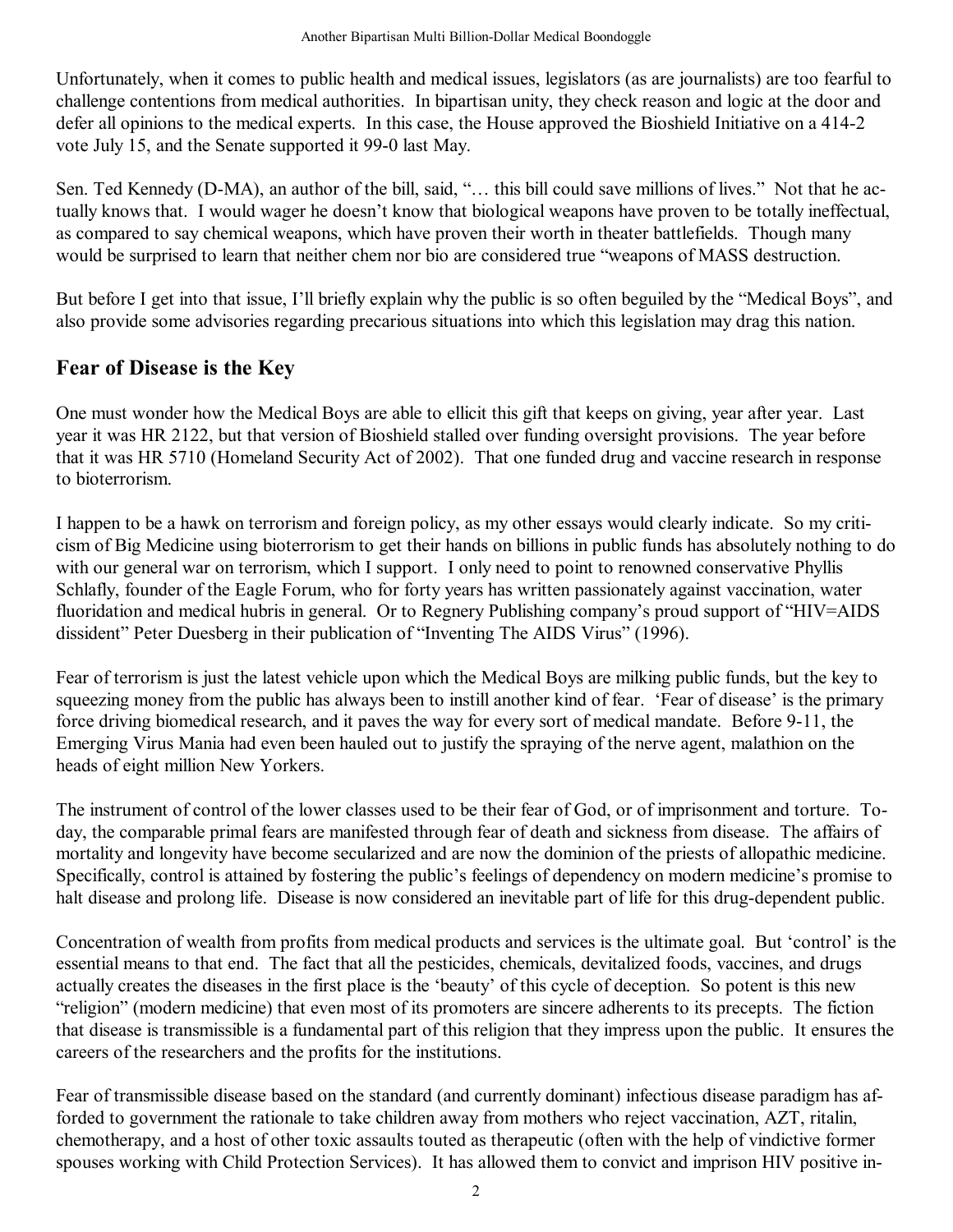Unfortunately, when it comes to public health and medical issues, legislators (as are journalists) are too fearful to challenge contentions from medical authorities. In bipartisan unity, they check reason and logic at the door and defer all opinions to the medical experts. In this case, the House approved the Bioshield Initiative on a 414-2 vote July 15, and the Senate supported it 99-0 last May.

Sen. Ted Kennedy (D-MA), an author of the bill, said, "… this bill could save millions of lives." Not that he actually knows that. I would wager he doesn't know that biological weapons have proven to be totally ineffectual, as compared to say chemical weapons, which have proven their worth in theater battlefields. Though many would be surprised to learn that neither chem nor bio are considered true "weapons of MASS destruction.

But before I get into that issue, I'll briefly explain why the public is so often beguiled by the "Medical Boys", and also provide some advisories regarding precarious situations into which this legislation may drag this nation.

## Fear of Disease is the Key

One must wonder how the Medical Boys are able to ellicit this gift that keeps on giving, year after year. Last year it was HR 2122, but that version of Bioshield stalled over funding oversight provisions. The year before that it was HR 5710 (Homeland Security Act of 2002). That one funded drug and vaccine research in response to bioterrorism.

I happen to be a hawk on terrorism and foreign policy, as my other essays would clearly indicate. So my criticism of Big Medicine using bioterrorism to get their hands on billions in public funds has absolutely nothing to do with our general war on terrorism, which I support. I only need to point to renowned conservative Phyllis Schlafly, founder of the Eagle Forum, who for forty years has written passionately against vaccination, water fluoridation and medical hubris in general. Or to Regnery Publishing company's proud support of "HIV=AIDS dissident" Peter Duesberg in their publication of "Inventing The AIDS Virus" (1996).

Fear of terrorism is just the latest vehicle upon which the Medical Boys are milking public funds, but the key to squeezing money from the public has always been to instill another kind of fear. 'Fear of disease' is the primary force driving biomedical research, and it paves the way for every sort of medical mandate. Before 9-11, the Emerging Virus Mania had even been hauled out to justify the spraying of the nerve agent, malathion on the heads of eight million New Yorkers.

The instrument of control of the lower classes used to be their fear of God, or of imprisonment and torture. Today, the comparable primal fears are manifested through fear of death and sickness from disease. The affairs of mortality and longevity have become secularized and are now the dominion of the priests of allopathic medicine. Specifically, control is attained by fostering the public's feelings of dependency on modern medicine's promise to halt disease and prolong life. Disease is now considered an inevitable part of life for this drug-dependent public.

Concentration of wealth from profits from medical products and services is the ultimate goal. But 'control' is the essential means to that end. The fact that all the pesticides, chemicals, devitalized foods, vaccines, and drugs actually creates the diseases in the first place is the 'beauty' of this cycle of deception. So potent is this new "religion" (modern medicine) that even most of its promoters are sincere adherents to its precepts. The fiction that disease is transmissible is a fundamental part of this religion that they impress upon the public. It ensures the careers of the researchers and the profits for the institutions.

Fear of transmissible disease based on the standard (and currently dominant) infectious disease paradigm has afforded to government the rationale to take children away from mothers who reject vaccination, AZT, ritalin, chemotherapy, and a host of other toxic assaults touted as therapeutic (often with the help of vindictive former spouses working with Child Protection Services). It has allowed them to convict and imprison HIV positive in-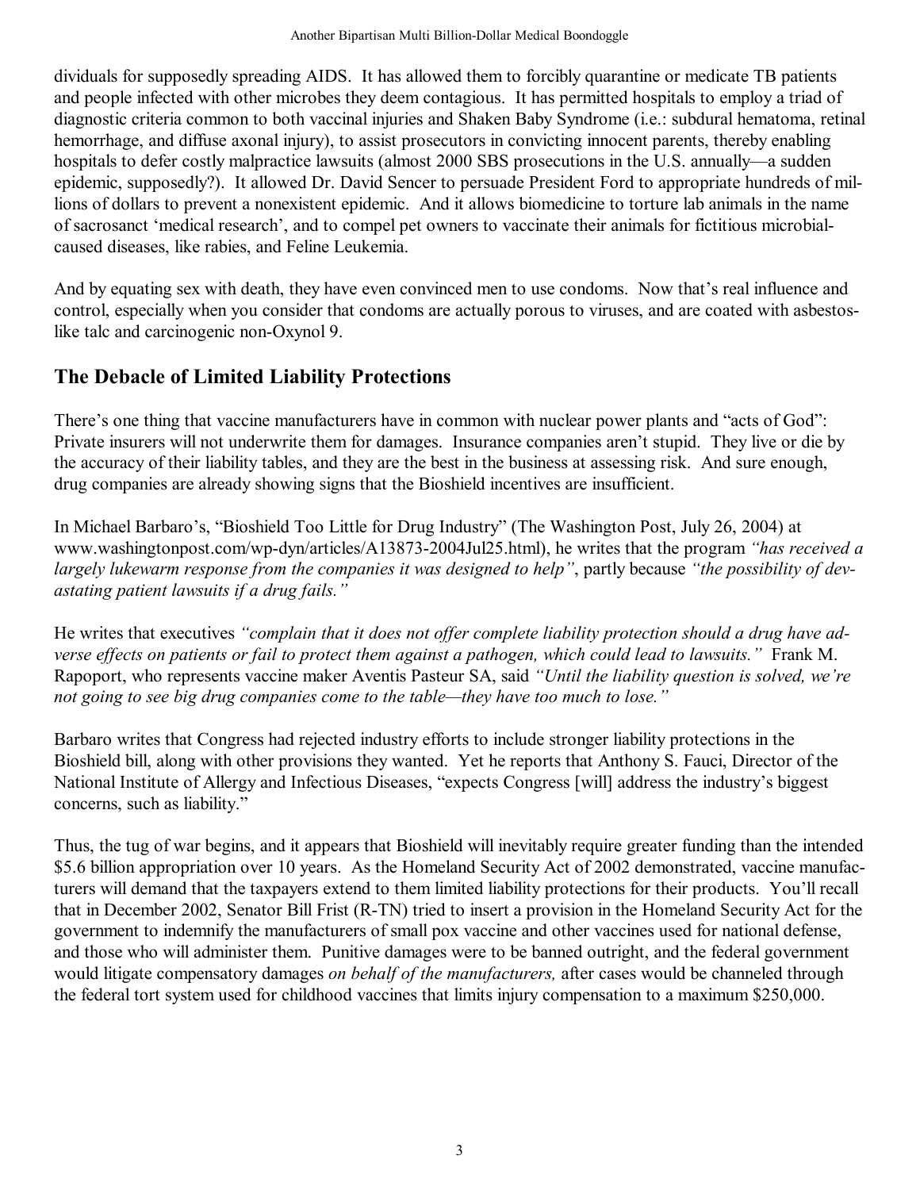dividuals for supposedly spreading AIDS. It has allowed them to forcibly quarantine or medicate TB patients and people infected with other microbes they deem contagious. It has permitted hospitals to employ a triad of diagnostic criteria common to both vaccinal injuries and Shaken Baby Syndrome (i.e.: subdural hematoma, retinal hemorrhage, and diffuse axonal injury), to assist prosecutors in convicting innocent parents, thereby enabling hospitals to defer costly malpractice lawsuits (almost 2000 SBS prosecutions in the U.S. annually—a sudden epidemic, supposedly?). It allowed Dr. David Sencer to persuade President Ford to appropriate hundreds of millions of dollars to prevent a nonexistent epidemic. And it allows biomedicine to torture lab animals in the name of sacrosanct 'medical research', and to compel pet owners to vaccinate their animals for fictitious microbial-caused diseases, like rabies, and Feline Leukemia.

And by equating sex with death, they have even convinced men to use condoms. Now that's real influence and control, especially when you consider that condoms are actually porous to viruses, and are coated with asbestos-like talc and carcinogenic non-Oxynol 9.

## The Debacle of Limited Liability Protections

There's one thing that vaccine manufacturers have in common with nuclear power plants and "acts of God": Private insurers will not underwrite them for damages. Insurance companies aren't stupid. They live or die by the accuracy of their liability tables, and they are the best in the business at assessing risk. And sure enough, drug companies are already showing signs that the Bioshield incentives are insufficient.

In Michael Barbaro's, "Bioshield Too Little for Drug Industry" (The Washington Post, July 26, 2004) at www.washingtonpost.com/wp-dyn/articles/A13873-2004Jul25.html), he writes that the program *"has received a largely lukewarm response from the companies it was designed to help"*, partly because *"the possibility of devastating patient lawsuits if a drug fails."*

He writes that executives *"complain that it does not offer complete liability protection should a drug have adverse effects on patients or fail to protect them against a pathogen, which could lead to lawsuits."* Frank M. Rapoport, who represents vaccine maker Aventis Pasteur SA, said *"Until the liability question is solved, we're not going to see big drug companies come to the table—they have too much to lose."*

Barbaro writes that Congress had rejected industry efforts to include stronger liability protections in the Bioshield bill, along with other provisions they wanted. Yet he reports that Anthony S. Fauci, Director of the National Institute of Allergy and Infectious Diseases, "expects Congress [will] address the industry's biggest concerns, such as liability."

Thus, the tug of war begins, and it appears that Bioshield will inevitably require greater funding than the intended $5.6 billion appropriation over 10 years. As the Homeland Security Act of 2002 demonstrated, vaccine manufacturers will demand that the taxpayers extend to them limited liability protections for their products. You'll recall that in December 2002, Senator Bill Frist (R-TN) tried to insert a provision in the Homeland Security Act for the government to indemnify the manufacturers of small pox vaccine and other vaccines used for national defense, and those who will administer them. Punitive damages were to be banned outright, and the federal government would litigate compensatory damages *on behalf of the manufacturers,* after cases would be channeled through the federal tort system used for childhood vaccines that limits injury compensation to a maximum $250,000.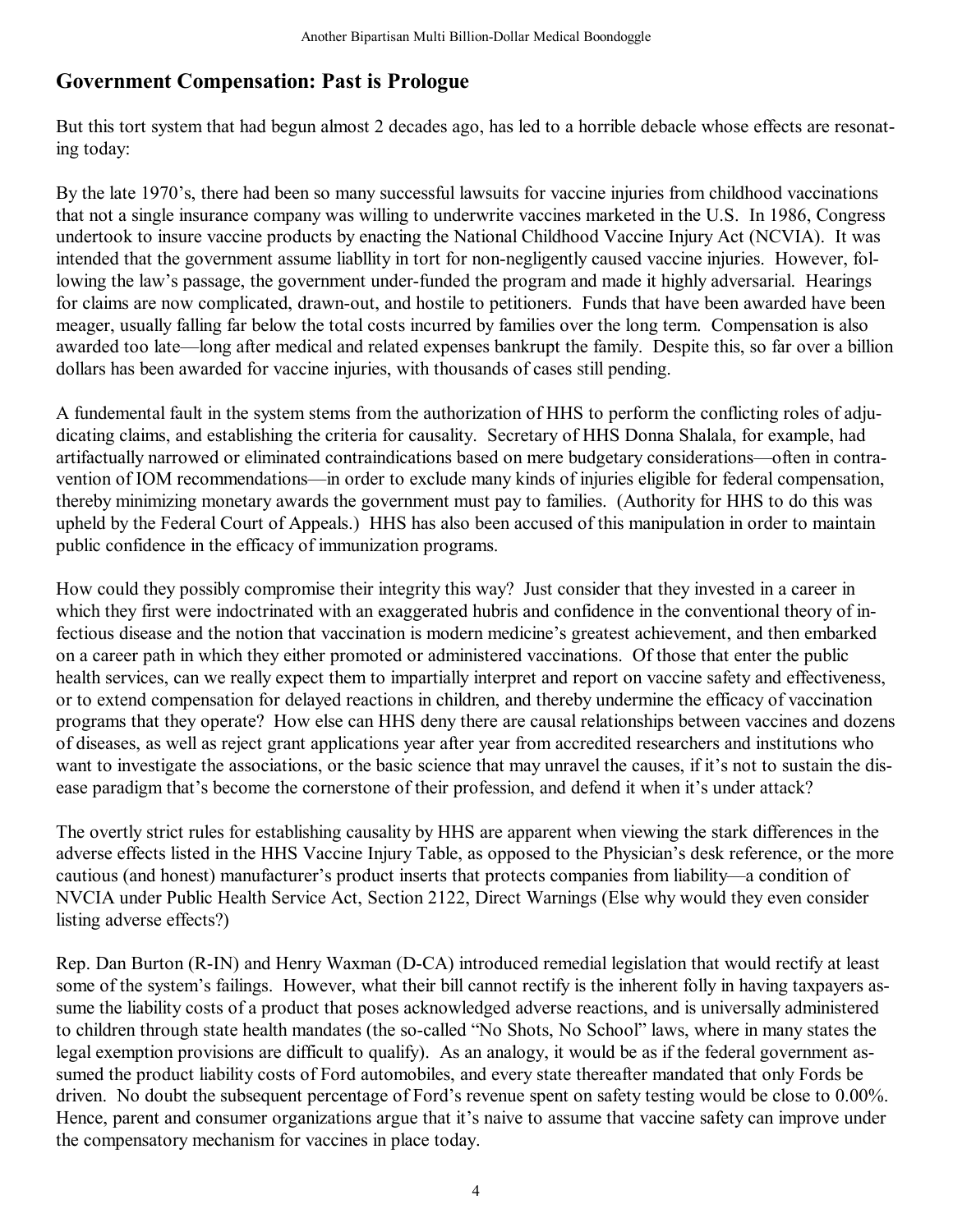## Government Compensation: Past is Prologue

But this tort system that had begun almost 2 decades ago, has led to a horrible debacle whose effects are resonating today:

By the late 1970's, there had been so many successful lawsuits for vaccine injuries from childhood vaccinations that not a single insurance company was willing to underwrite vaccines marketed in the U.S. In 1986, Congress undertook to insure vaccine products by enacting the National Childhood Vaccine Injury Act (NCVIA). It was intended that the government assume liablity in tort for non-negligently caused vaccine injuries. However, following the law's passage, the government under-funded the program and made it highly adversarial. Hearings for claims are now complicated, drawn-out, and hostile to petitioners. Funds that have been awarded have been meager, usually falling far below the total costs incurred by families over the long term. Compensation is also awarded too late—long after medical and related expenses bankrupt the family. Despite this, so far over a billion dollars has been awarded for vaccine injuries, with thousands of cases still pending.

A fundemental fault in the system stems from the authorization of HHS to perform the conflicting roles of adjudicating claims, and establishing the criteria for causality. Secretary of HHS Donna Shalala, for example, had artifactually narrowed or eliminated contraindications based on mere budgetary considerations—often in contravention of IOM recommendations—in order to exclude many kinds of injuries eligible for federal compensation, thereby minimizing monetary awards the government must pay to families. (Authority for HHS to do this was upheld by the Federal Court of Appeals.) HHS has also been accused of this manipulation in order to maintain public confidence in the efficacy of immunization programs.

How could they possibly compromise their integrity this way? Just consider that they invested in a career in which they first were indoctrinated with an exaggerated hubris and confidence in the conventional theory of infectious disease and the notion that vaccination is modern medicine's greatest achievement, and then embarked on a career path in which they either promoted or administered vaccinations. Of those that enter the public health services, can we really expect them to impartially interpret and report on vaccine safety and effectiveness, or to extend compensation for delayed reactions in children, and thereby undermine the efficacy of vaccination programs that they operate? How else can HHS deny there are causal relationships between vaccines and dozens of diseases, as well as reject grant applications year after year from accredited researchers and institutions who want to investigate the associations, or the basic science that may unravel the causes, if it's not to sustain the disease paradigm that's become the cornerstone of their profession, and defend it when it's under attack?

The overtly strict rules for establishing causality by HHS are apparent when viewing the stark differences in the adverse effects listed in the HHS Vaccine Injury Table, as opposed to the Physician's desk reference, or the more cautious (and honest) manufacturer's product inserts that protects companies from liability—a condition of NVCIA under Public Health Service Act, Section 2122, Direct Warnings (Else why would they even consider listing adverse effects?)

Rep. Dan Burton (R-IN) and Henry Waxman (D-CA) introduced remedial legislation that would rectify at least some of the system's failings. However, what their bill cannot rectify is the inherent folly in having taxpayers assume the liability costs of a product that poses acknowledged adverse reactions, and is universally administered to children through state health mandates (the so-called "No Shots, No School" laws, where in many states the legal exemption provisions are difficult to qualify). As an analogy, it would be as if the federal government assumed the product liability costs of Ford automobiles, and every state thereafter mandated that only Fords be driven. No doubt the subsequent percentage of Ford's revenue spent on safety testing would be close to 0.00%. Hence, parent and consumer organizations argue that it's naive to assume that vaccine safety can improve under the compensatory mechanism for vaccines in place today.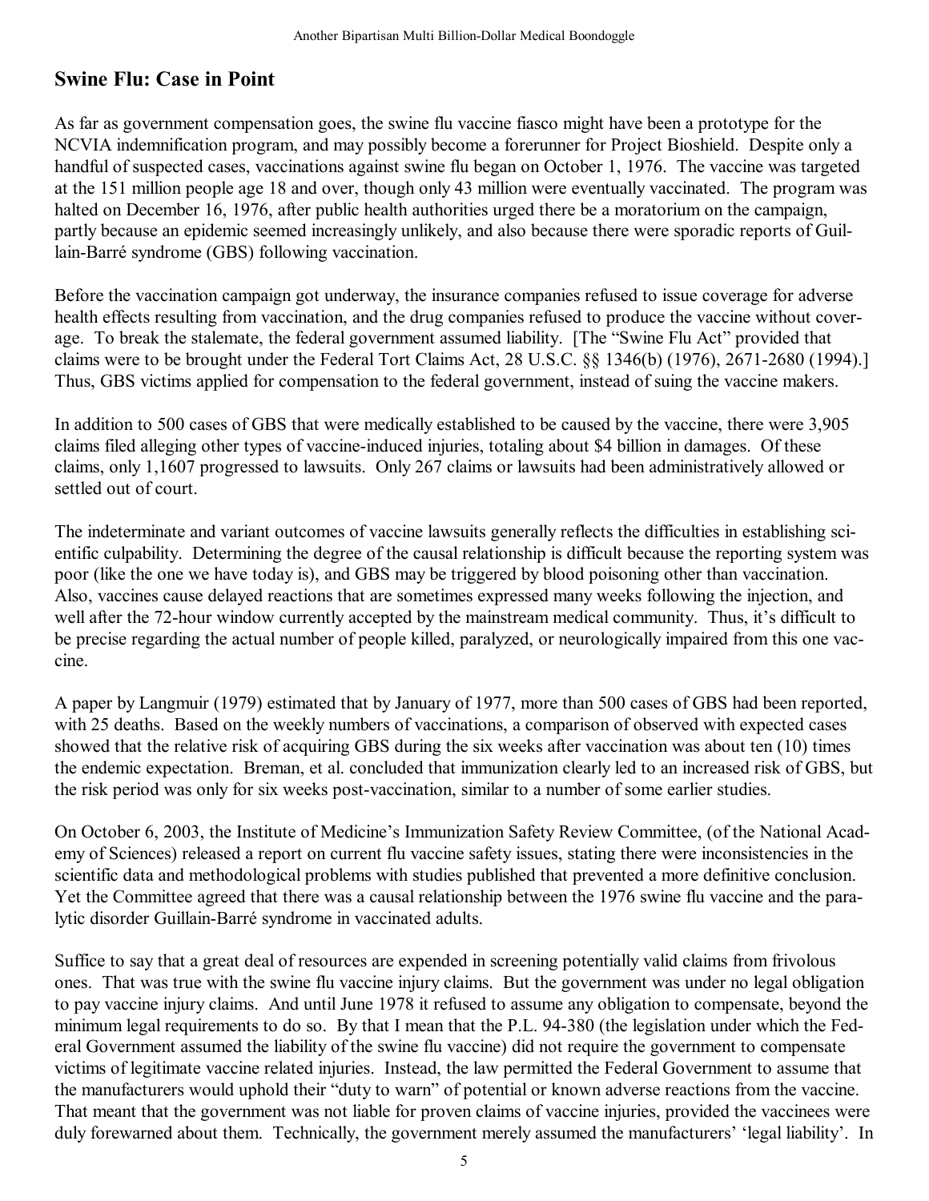## Swine Flu: Case in Point

As far as government compensation goes, the swine flu vaccine fiasco might have been a prototype for the NCVIA indemnification program, and may possibly become a forerunner for Project Bioshield. Despite only a handful of suspected cases, vaccinations against swine flu began on October 1, 1976. The vaccine was targeted at the 151 million people age 18 and over, though only 43 million were eventually vaccinated. The program was halted on December 16, 1976, after public health authorities urged there be a moratorium on the campaign, partly because an epidemic seemed increasingly unlikely, and also because there were sporadic reports of Guillain-Barré syndrome (GBS) following vaccination.

Before the vaccination campaign got underway, the insurance companies refused to issue coverage for adverse health effects resulting from vaccination, and the drug companies refused to produce the vaccine without coverage. To break the stalemate, the federal government assumed liability. [The "Swine Flu Act" provided that claims were to be brought under the Federal Tort Claims Act, 28 U.S.C. §§ 1346(b) (1976), 2671-2680 (1994).] Thus, GBS victims applied for compensation to the federal government, instead of suing the vaccine makers.

In addition to 500 cases of GBS that were medically established to be caused by the vaccine, there were 3,905 claims filed alleging other types of vaccine-induced injuries, totaling about $4 billion in damages. Of these claims, only 1,1607 progressed to lawsuits. Only 267 claims or lawsuits had been administratively allowed or settled out of court.

The indeterminate and variant outcomes of vaccine lawsuits generally reflects the difficulties in establishing scientific culpability. Determining the degree of the causal relationship is difficult because the reporting system was poor (like the one we have today is), and GBS may be triggered by blood poisoning other than vaccination. Also, vaccines cause delayed reactions that are sometimes expressed many weeks following the injection, and well after the 72-hour window currently accepted by the mainstream medical community. Thus, it's difficult to be precise regarding the actual number of people killed, paralyzed, or neurologically impaired from this one vaccine.

A paper by Langmuir (1979) estimated that by January of 1977, more than 500 cases of GBS had been reported, with 25 deaths. Based on the weekly numbers of vaccinations, a comparison of observed with expected cases showed that the relative risk of acquiring GBS during the six weeks after vaccination was about ten (10) times the endemic expectation. Breman, et al. concluded that immunization clearly led to an increased risk of GBS, but the risk period was only for six weeks post-vaccination, similar to a number of some earlier studies.

On October 6, 2003, the Institute of Medicine's Immunization Safety Review Committee, (of the National Academy of Sciences) released a report on current flu vaccine safety issues, stating there were inconsistencies in the scientific data and methodological problems with studies published that prevented a more definitive conclusion. Yet the Committee agreed that there was a causal relationship between the 1976 swine flu vaccine and the paralytic disorder Guillain-Barré syndrome in vaccinated adults.

Suffice to say that a great deal of resources are expended in screening potentially valid claims from frivolous ones. That was true with the swine flu vaccine injury claims. But the government was under no legal obligation to pay vaccine injury claims. And until June 1978 it refused to assume any obligation to compensate, beyond the minimum legal requirements to do so. By that I mean that the P.L. 94-380 (the legislation under which the Federal Government assumed the liability of the swine flu vaccine) did not require the government to compensate victims of legitimate vaccine related injuries. Instead, the law permitted the Federal Government to assume that the manufacturers would uphold their "duty to warn" of potential or known adverse reactions from the vaccine. That meant that the government was not liable for proven claims of vaccine injuries, provided the vaccinees were duly forewarned about them. Technically, the government merely assumed the manufacturers' 'legal liability'. In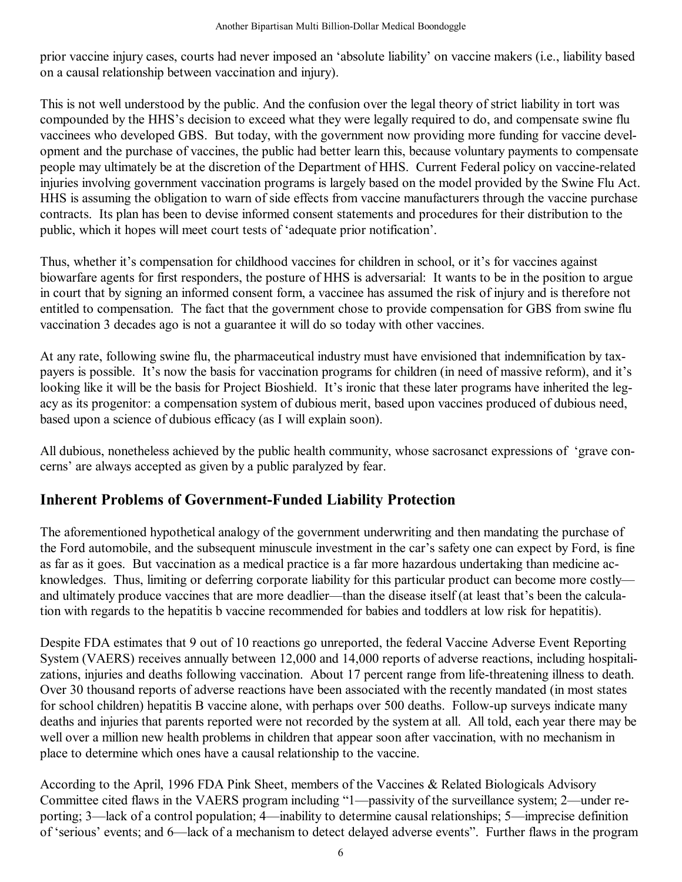prior vaccine injury cases, courts had never imposed an 'absolute liability' on vaccine makers (i.e., liability based on a causal relationship between vaccination and injury).

This is not well understood by the public. And the confusion over the legal theory of strict liability in tort was compounded by the HHS's decision to exceed what they were legally required to do, and compensate swine flu vaccinees who developed GBS. But today, with the government now providing more funding for vaccine development and the purchase of vaccines, the public had better learn this, because voluntary payments to compensate people may ultimately be at the discretion of the Department of HHS. Current Federal policy on vaccine-related injuries involving government vaccination programs is largely based on the model provided by the Swine Flu Act. HHS is assuming the obligation to warn of side effects from vaccine manufacturers through the vaccine purchase contracts. Its plan has been to devise informed consent statements and procedures for their distribution to the public, which it hopes will meet court tests of 'adequate prior notification'.

Thus, whether it's compensation for childhood vaccines for children in school, or it's for vaccines against biowarfare agents for first responders, the posture of HHS is adversarial: It wants to be in the position to argue in court that by signing an informed consent form, a vaccinee has assumed the risk of injury and is therefore not entitled to compensation. The fact that the government chose to provide compensation for GBS from swine flu vaccination 3 decades ago is not a guarantee it will do so today with other vaccines.

At any rate, following swine flu, the pharmaceutical industry must have envisioned that indemnification by taxpayers is possible. It's now the basis for vaccination programs for children (in need of massive reform), and it's looking like it will be the basis for Project Bioshield. It's ironic that these later programs have inherited the legacy as its progenitor: a compensation system of dubious merit, based upon vaccines produced of dubious need, based upon a science of dubious efficacy (as I will explain soon).

All dubious, nonetheless achieved by the public health community, whose sacrosanct expressions of 'grave concerns' are always accepted as given by a public paralyzed by fear.

## Inherent Problems of Government-Funded Liability Protection

The aforementioned hypothetical analogy of the government underwriting and then mandating the purchase of the Ford automobile, and the subsequent minuscule investment in the car's safety one can expect by Ford, is fine as far as it goes. But vaccination as a medical practice is a far more hazardous undertaking than medicine acknowledges. Thus, limiting or deferring corporate liability for this particular product can become more costly—and ultimately produce vaccines that are more deadlier—than the disease itself (at least that's been the calculation with regards to the hepatitis b vaccine recommended for babies and toddlers at low risk for hepatitis).

Despite FDA estimates that 9 out of 10 reactions go unreported, the federal Vaccine Adverse Event Reporting System (VAERS) receives annually between 12,000 and 14,000 reports of adverse reactions, including hospitalizations, injuries and deaths following vaccination. About 17 percent range from life-threatening illness to death. Over 30 thousand reports of adverse reactions have been associated with the recently mandated (in most states for school children) hepatitis B vaccine alone, with perhaps over 500 deaths. Follow-up surveys indicate many deaths and injuries that parents reported were not recorded by the system at all. All told, each year there may be well over a million new health problems in children that appear soon after vaccination, with no mechanism in place to determine which ones have a causal relationship to the vaccine.

According to the April, 1996 FDA Pink Sheet, members of the Vaccines & Related Biologicals Advisory Committee cited flaws in the VAERS program including "1—passivity of the surveillance system; 2—under reporting; 3—lack of a control population; 4—inability to determine causal relationships; 5—imprecise definition of 'serious' events; and 6—lack of a mechanism to detect delayed adverse events". Further flaws in the program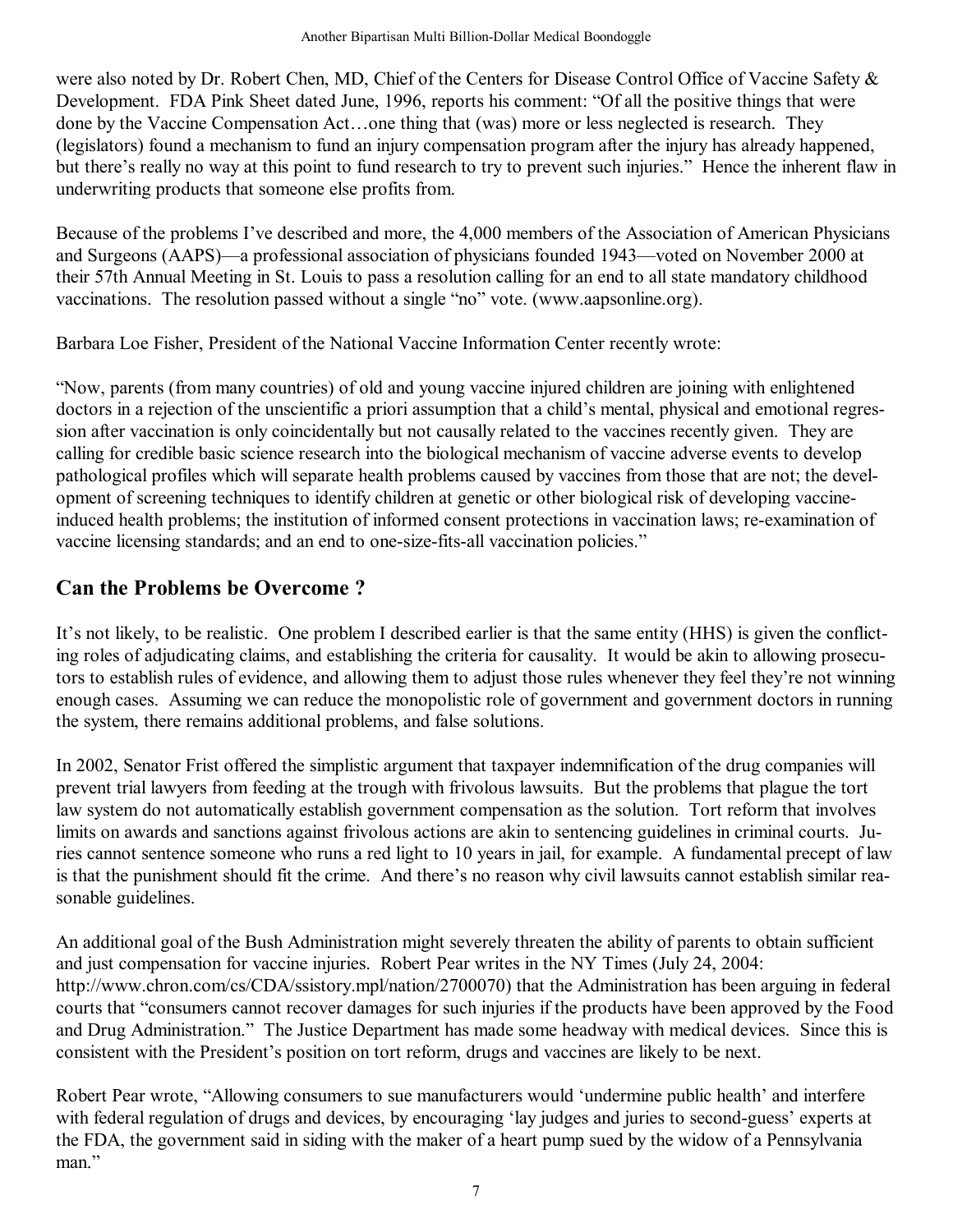were also noted by Dr. Robert Chen, MD, Chief of the Centers for Disease Control Office of Vaccine Safety & Development. FDA Pink Sheet dated June, 1996, reports his comment: "Of all the positive things that were done by the Vaccine Compensation Act…one thing that (was) more or less neglected is research. They (legislators) found a mechanism to fund an injury compensation program after the injury has already happened, but there's really no way at this point to fund research to try to prevent such injuries." Hence the inherent flaw in underwriting products that someone else profits from.

Because of the problems I've described and more, the 4,000 members of the Association of American Physicians and Surgeons (AAPS)—a professional association of physicians founded 1943—voted on November 2000 at their 57th Annual Meeting in St. Louis to pass a resolution calling for an end to all state mandatory childhood vaccinations. The resolution passed without a single "no" vote. (www.aapsonline.org).

Barbara Loe Fisher, President of the National Vaccine Information Center recently wrote:

"Now, parents (from many countries) of old and young vaccine injured children are joining with enlightened doctors in a rejection of the unscientific a priori assumption that a child's mental, physical and emotional regression after vaccination is only coincidentally but not causally related to the vaccines recently given. They are calling for credible basic science research into the biological mechanism of vaccine adverse events to develop pathological profiles which will separate health problems caused by vaccines from those that are not; the development of screening techniques to identify children at genetic or other biological risk of developing vaccine-induced health problems; the institution of informed consent protections in vaccination laws; re-examination of vaccine licensing standards; and an end to one-size-fits-all vaccination policies."

## Can the Problems be Overcome ?

It's not likely, to be realistic. One problem I described earlier is that the same entity (HHS) is given the conflicting roles of adjudicating claims, and establishing the criteria for causality. It would be akin to allowing prosecutors to establish rules of evidence, and allowing them to adjust those rules whenever they feel they're not winning enough cases. Assuming we can reduce the monopolistic role of government and government doctors in running the system, there remains additional problems, and false solutions.

In 2002, Senator Frist offered the simplistic argument that taxpayer indemnification of the drug companies will prevent trial lawyers from feeding at the trough with frivolous lawsuits. But the problems that plague the tort law system do not automatically establish government compensation as the solution. Tort reform that involves limits on awards and sanctions against frivolous actions are akin to sentencing guidelines in criminal courts. Juries cannot sentence someone who runs a red light to 10 years in jail, for example. A fundamental precept of law is that the punishment should fit the crime. And there's no reason why civil lawsuits cannot establish similar reasonable guidelines.

An additional goal of the Bush Administration might severely threaten the ability of parents to obtain sufficient and just compensation for vaccine injuries. Robert Pear writes in the NY Times (July 24, 2004: http://www.chron.com/cs/CDA/ssistory.mpl/nation/2700070) that the Administration has been arguing in federal courts that "consumers cannot recover damages for such injuries if the products have been approved by the Food and Drug Administration." The Justice Department has made some headway with medical devices. Since this is consistent with the President's position on tort reform, drugs and vaccines are likely to be next.

Robert Pear wrote, "Allowing consumers to sue manufacturers would 'undermine public health' and interfere with federal regulation of drugs and devices, by encouraging 'lay judges and juries to second-guess' experts at the FDA, the government said in siding with the maker of a heart pump sued by the widow of a Pennsylvania man."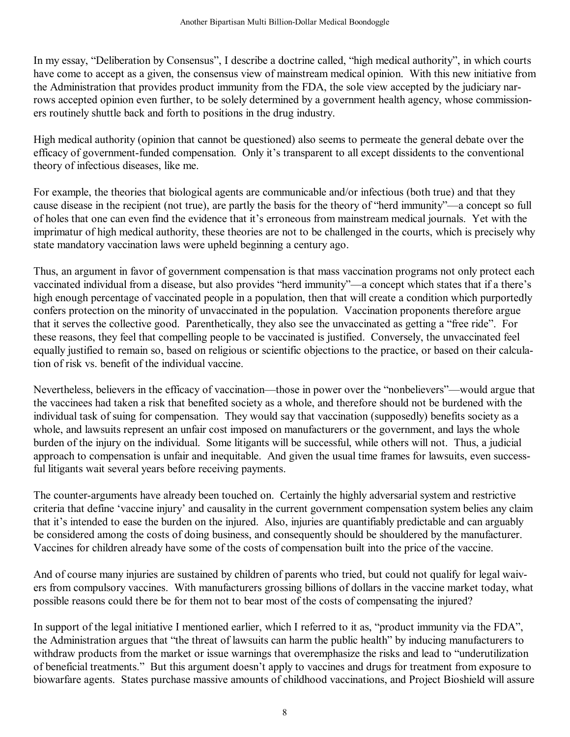In my essay, "Deliberation by Consensus", I describe a doctrine called, "high medical authority", in which courts have come to accept as a given, the consensus view of mainstream medical opinion. With this new initiative from the Administration that provides product immunity from the FDA, the sole view accepted by the judiciary narrows accepted opinion even further, to be solely determined by a government health agency, whose commissioners routinely shuttle back and forth to positions in the drug industry.

High medical authority (opinion that cannot be questioned) also seems to permeate the general debate over the efficacy of government-funded compensation. Only it's transparent to all except dissidents to the conventional theory of infectious diseases, like me.

For example, the theories that biological agents are communicable and/or infectious (both true) and that they cause disease in the recipient (not true), are partly the basis for the theory of "herd immunity"—a concept so full of holes that one can even find the evidence that it's erroneous from mainstream medical journals. Yet with the imprimatur of high medical authority, these theories are not to be challenged in the courts, which is precisely why state mandatory vaccination laws were upheld beginning a century ago.

Thus, an argument in favor of government compensation is that mass vaccination programs not only protect each vaccinated individual from a disease, but also provides "herd immunity"—a concept which states that if a there's high enough percentage of vaccinated people in a population, then that will create a condition which purportedly confers protection on the minority of unvaccinated in the population. Vaccination proponents therefore argue that it serves the collective good. Parenthetically, they also see the unvaccinated as getting a "free ride". For these reasons, they feel that compelling people to be vaccinated is justified. Conversely, the unvaccinated feel equally justified to remain so, based on religious or scientific objections to the practice, or based on their calculation of risk vs. benefit of the individual vaccine.

Nevertheless, believers in the efficacy of vaccination—those in power over the "nonbelievers"—would argue that the vaccinees had taken a risk that benefited society as a whole, and therefore should not be burdened with the individual task of suing for compensation. They would say that vaccination (supposedly) benefits society as a whole, and lawsuits represent an unfair cost imposed on manufacturers or the government, and lays the whole burden of the injury on the individual. Some litigants will be successful, while others will not. Thus, a judicial approach to compensation is unfair and inequitable. And given the usual time frames for lawsuits, even successful litigants wait several years before receiving payments.

The counter-arguments have already been touched on. Certainly the highly adversarial system and restrictive criteria that define 'vaccine injury' and causality in the current government compensation system belies any claim that it's intended to ease the burden on the injured. Also, injuries are quantifiably predictable and can arguably be considered among the costs of doing business, and consequently should be shouldered by the manufacturer. Vaccines for children already have some of the costs of compensation built into the price of the vaccine.

And of course many injuries are sustained by children of parents who tried, but could not qualify for legal waivers from compulsory vaccines. With manufacturers grossing billions of dollars in the vaccine market today, what possible reasons could there be for them not to bear most of the costs of compensating the injured?

In support of the legal initiative I mentioned earlier, which I referred to it as, "product immunity via the FDA", the Administration argues that "the threat of lawsuits can harm the public health" by inducing manufacturers to withdraw products from the market or issue warnings that overemphasize the risks and lead to "underutilization of beneficial treatments." But this argument doesn't apply to vaccines and drugs for treatment from exposure to biowarfare agents. States purchase massive amounts of childhood vaccinations, and Project Bioshield will assure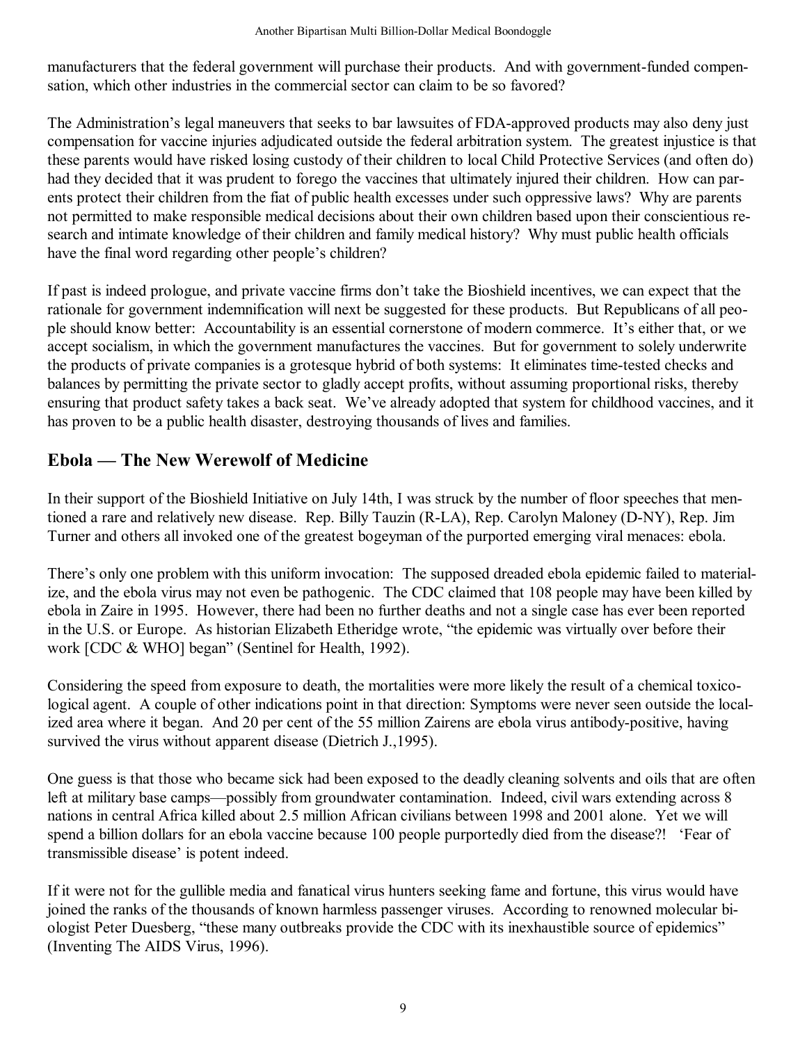manufacturers that the federal government will purchase their products. And with government-funded compensation, which other industries in the commercial sector can claim to be so favored?

The Administration's legal maneuvers that seeks to bar lawsuites of FDA-approved products may also deny just compensation for vaccine injuries adjudicated outside the federal arbitration system. The greatest injustice is that these parents would have risked losing custody of their children to local Child Protective Services (and often do) had they decided that it was prudent to forego the vaccines that ultimately injured their children. How can parents protect their children from the fiat of public health excesses under such oppressive laws? Why are parents not permitted to make responsible medical decisions about their own children based upon their conscientious research and intimate knowledge of their children and family medical history? Why must public health officials have the final word regarding other people's children?

If past is indeed prologue, and private vaccine firms don't take the Bioshield incentives, we can expect that the rationale for government indemnification will next be suggested for these products. But Republicans of all people should know better: Accountability is an essential cornerstone of modern commerce. It's either that, or we accept socialism, in which the government manufactures the vaccines. But for government to solely underwrite the products of private companies is a grotesque hybrid of both systems: It eliminates time-tested checks and balances by permitting the private sector to gladly accept profits, without assuming proportional risks, thereby ensuring that product safety takes a back seat. We've already adopted that system for childhood vaccines, and it has proven to be a public health disaster, destroying thousands of lives and families.

## Ebola — The New Werewolf of Medicine

In their support of the Bioshield Initiative on July 14th, I was struck by the number of floor speeches that mentioned a rare and relatively new disease. Rep. Billy Tauzin (R-LA), Rep. Carolyn Maloney (D-NY), Rep. Jim Turner and others all invoked one of the greatest bogeyman of the purported emerging viral menaces: ebola.

There's only one problem with this uniform invocation: The supposed dreaded ebola epidemic failed to materialize, and the ebola virus may not even be pathogenic. The CDC claimed that 108 people may have been killed by ebola in Zaire in 1995. However, there had been no further deaths and not a single case has ever been reported in the U.S. or Europe. As historian Elizabeth Etheridge wrote, "the epidemic was virtually over before their work [CDC & WHO] began" (Sentinel for Health, 1992).

Considering the speed from exposure to death, the mortalities were more likely the result of a chemical toxicological agent. A couple of other indications point in that direction: Symptoms were never seen outside the localized area where it began. And 20 per cent of the 55 million Zairens are ebola virus antibody-positive, having survived the virus without apparent disease (Dietrich J.,1995).

One guess is that those who became sick had been exposed to the deadly cleaning solvents and oils that are often left at military base camps—possibly from groundwater contamination. Indeed, civil wars extending across 8 nations in central Africa killed about 2.5 million African civilians between 1998 and 2001 alone. Yet we will spend a billion dollars for an ebola vaccine because 100 people purportedly died from the disease?! 'Fear of transmissible disease' is potent indeed.

If it were not for the gullible media and fanatical virus hunters seeking fame and fortune, this virus would have joined the ranks of the thousands of known harmless passenger viruses. According to renowned molecular biologist Peter Duesberg, "these many outbreaks provide the CDC with its inexhaustible source of epidemics" (Inventing The AIDS Virus, 1996).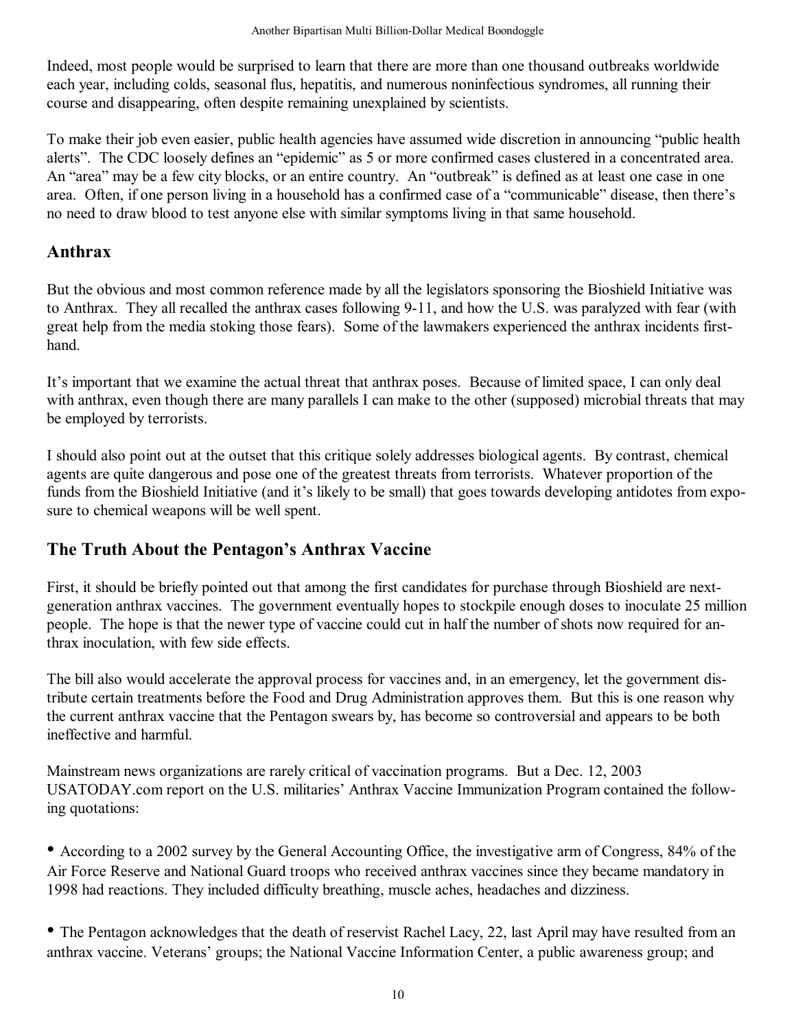Indeed, most people would be surprised to learn that there are more than one thousand outbreaks worldwide each year, including colds, seasonal flus, hepatitis, and numerous noninfectious syndromes, all running their course and disappearing, often despite remaining unexplained by scientists.

To make their job even easier, public health agencies have assumed wide discretion in announcing "public health alerts". The CDC loosely defines an "epidemic" as 5 or more confirmed cases clustered in a concentrated area. An "area" may be a few city blocks, or an entire country. An "outbreak" is defined as at least one case in one area. Often, if one person living in a household has a confirmed case of a "communicable" disease, then there's no need to draw blood to test anyone else with similar symptoms living in that same household.

## Anthrax

But the obvious and most common reference made by all the legislators sponsoring the Bioshield Initiative was to Anthrax. They all recalled the anthrax cases following 9-11, and how the U.S. was paralyzed with fear (with great help from the media stoking those fears). Some of the lawmakers experienced the anthrax incidents first-hand.

It's important that we examine the actual threat that anthrax poses. Because of limited space, I can only deal with anthrax, even though there are many parallels I can make to the other (supposed) microbial threats that may be employed by terrorists.

I should also point out at the outset that this critique solely addresses biological agents. By contrast, chemical agents are quite dangerous and pose one of the greatest threats from terrorists. Whatever proportion of the funds from the Bioshield Initiative (and it's likely to be small) that goes towards developing antidotes from exposure to chemical weapons will be well spent.

## The Truth About the Pentagon's Anthrax Vaccine

First, it should be briefly pointed out that among the first candidates for purchase through Bioshield are next-generation anthrax vaccines. The government eventually hopes to stockpile enough doses to inoculate 25 million people. The hope is that the newer type of vaccine could cut in half the number of shots now required for anthrax inoculation, with few side effects.

The bill also would accelerate the approval process for vaccines and, in an emergency, let the government distribute certain treatments before the Food and Drug Administration approves them. But this is one reason why the current anthrax vaccine that the Pentagon swears by, has become so controversial and appears to be both ineffective and harmful.

Mainstream news organizations are rarely critical of vaccination programs. But a Dec. 12, 2003 USATODAY.com report on the U.S. militaries' Anthrax Vaccine Immunization Program contained the following quotations:

- According to a 2002 survey by the General Accounting Office, the investigative arm of Congress, 84% of the Air Force Reserve and National Guard troops who received anthrax vaccines since they became mandatory in 1998 had reactions. They included difficulty breathing, muscle aches, headaches and dizziness.

- The Pentagon acknowledges that the death of reservist Rachel Lacy, 22, last April may have resulted from an anthrax vaccine. Veterans' groups; the National Vaccine Information Center, a public awareness group; and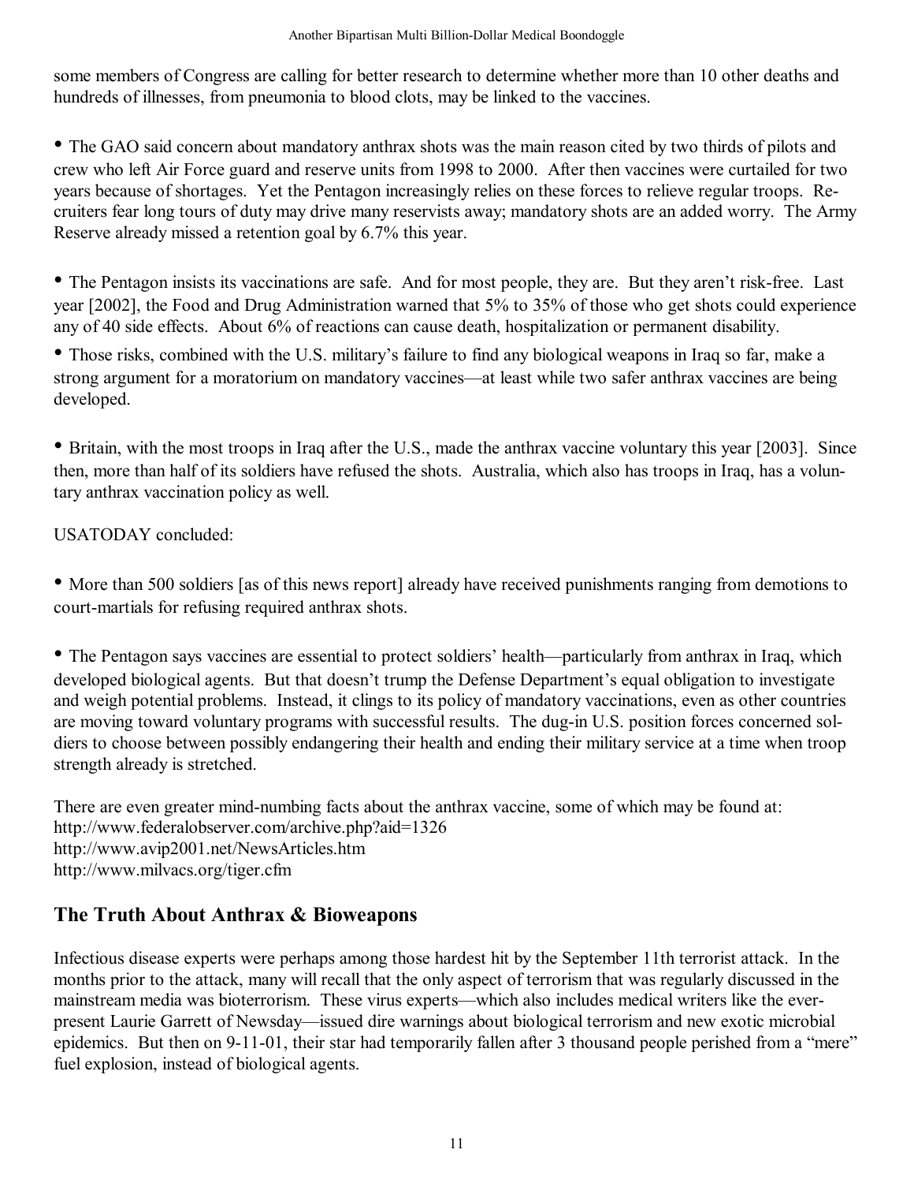some members of Congress are calling for better research to determine whether more than 10 other deaths and hundreds of illnesses, from pneumonia to blood clots, may be linked to the vaccines.

- The GAO said concern about mandatory anthrax shots was the main reason cited by two thirds of pilots and crew who left Air Force guard and reserve units from 1998 to 2000. After then vaccines were curtailed for two years because of shortages. Yet the Pentagon increasingly relies on these forces to relieve regular troops. Recruiters fear long tours of duty may drive many reservists away; mandatory shots are an added worry. The Army Reserve already missed a retention goal by 6.7% this year.

- The Pentagon insists its vaccinations are safe. And for most people, they are. But they aren't risk-free. Last year [2002], the Food and Drug Administration warned that 5% to 35% of those who get shots could experience any of 40 side effects. About 6% of reactions can cause death, hospitalization or permanent disability.

- Those risks, combined with the U.S. military's failure to find any biological weapons in Iraq so far, make a strong argument for a moratorium on mandatory vaccines—at least while two safer anthrax vaccines are being developed.

- Britain, with the most troops in Iraq after the U.S., made the anthrax vaccine voluntary this year [2003]. Since then, more than half of its soldiers have refused the shots. Australia, which also has troops in Iraq, has a voluntary anthrax vaccination policy as well.

USATODAY concluded:

- More than 500 soldiers [as of this news report] already have received punishments ranging from demotions to court-martials for refusing required anthrax shots.

- The Pentagon says vaccines are essential to protect soldiers' health—particularly from anthrax in Iraq, which developed biological agents. But that doesn't trump the Defense Department's equal obligation to investigate and weigh potential problems. Instead, it clings to its policy of mandatory vaccinations, even as other countries are moving toward voluntary programs with successful results. The dug-in U.S. position forces concerned soldiers to choose between possibly endangering their health and ending their military service at a time when troop strength already is stretched.

There are even greater mind-numbing facts about the anthrax vaccine, some of which may be found at:
http://www.federalobserver.com/archive.php?aid=1326
http://www.avip2001.net/NewsArticles.htm
http://www.milvacs.org/tiger.cfm

## The Truth About Anthrax & Bioweapons

Infectious disease experts were perhaps among those hardest hit by the September 11th terrorist attack. In the months prior to the attack, many will recall that the only aspect of terrorism that was regularly discussed in the mainstream media was bioterrorism. These virus experts—which also includes medical writers like the ever-present Laurie Garrett of Newsday—issued dire warnings about biological terrorism and new exotic microbial epidemics. But then on 9-11-01, their star had temporarily fallen after 3 thousand people perished from a "mere" fuel explosion, instead of biological agents.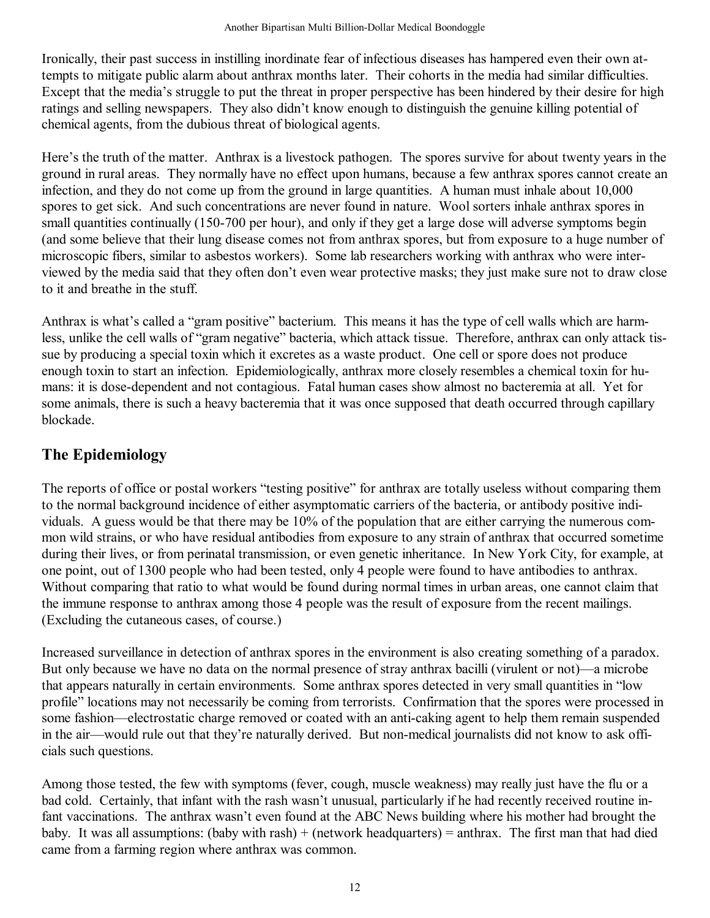Ironically, their past success in instilling inordinate fear of infectious diseases has hampered even their own attempts to mitigate public alarm about anthrax months later. Their cohorts in the media had similar difficulties. Except that the media's struggle to put the threat in proper perspective has been hindered by their desire for high ratings and selling newspapers. They also didn't know enough to distinguish the genuine killing potential of chemical agents, from the dubious threat of biological agents.

Here's the truth of the matter. Anthrax is a livestock pathogen. The spores survive for about twenty years in the ground in rural areas. They normally have no effect upon humans, because a few anthrax spores cannot create an infection, and they do not come up from the ground in large quantities. A human must inhale about 10,000 spores to get sick. And such concentrations are never found in nature. Wool sorters inhale anthrax spores in small quantities continually (150-700 per hour), and only if they get a large dose will adverse symptoms begin (and some believe that their lung disease comes not from anthrax spores, but from exposure to a huge number of microscopic fibers, similar to asbestos workers). Some lab researchers working with anthrax who were interviewed by the media said that they often don't even wear protective masks; they just make sure not to draw close to it and breathe in the stuff.

Anthrax is what's called a "gram positive" bacterium. This means it has the type of cell walls which are harmless, unlike the cell walls of "gram negative" bacteria, which attack tissue. Therefore, anthrax can only attack tissue by producing a special toxin which it excretes as a waste product. One cell or spore does not produce enough toxin to start an infection. Epidemiologically, anthrax more closely resembles a chemical toxin for humans: it is dose-dependent and not contagious. Fatal human cases show almost no bacteremia at all. Yet for some animals, there is such a heavy bacteremia that it was once supposed that death occurred through capillary blockade.

## The Epidemiology

The reports of office or postal workers "testing positive" for anthrax are totally useless without comparing them to the normal background incidence of either asymptomatic carriers of the bacteria, or antibody positive individuals. A guess would be that there may be 10% of the population that are either carrying the numerous common wild strains, or who have residual antibodies from exposure to any strain of anthrax that occurred sometime during their lives, or from perinatal transmission, or even genetic inheritance. In New York City, for example, at one point, out of 1300 people who had been tested, only 4 people were found to have antibodies to anthrax. Without comparing that ratio to what would be found during normal times in urban areas, one cannot claim that the immune response to anthrax among those 4 people was the result of exposure from the recent mailings. (Excluding the cutaneous cases, of course.)

Increased surveillance in detection of anthrax spores in the environment is also creating something of a paradox. But only because we have no data on the normal presence of stray anthrax bacilli (virulent or not)—a microbe that appears naturally in certain environments. Some anthrax spores detected in very small quantities in "low profile" locations may not necessarily be coming from terrorists. Confirmation that the spores were processed in some fashion—electrostatic charge removed or coated with an anti-caking agent to help them remain suspended in the air—would rule out that they're naturally derived. But non-medical journalists did not know to ask officials such questions.

Among those tested, the few with symptoms (fever, cough, muscle weakness) may really just have the flu or a bad cold. Certainly, that infant with the rash wasn't unusual, particularly if he had recently received routine infant vaccinations. The anthrax wasn't even found at the ABC News building where his mother had brought the baby. It was all assumptions: (baby with rash) + (network headquarters) = anthrax. The first man that had died came from a farming region where anthrax was common.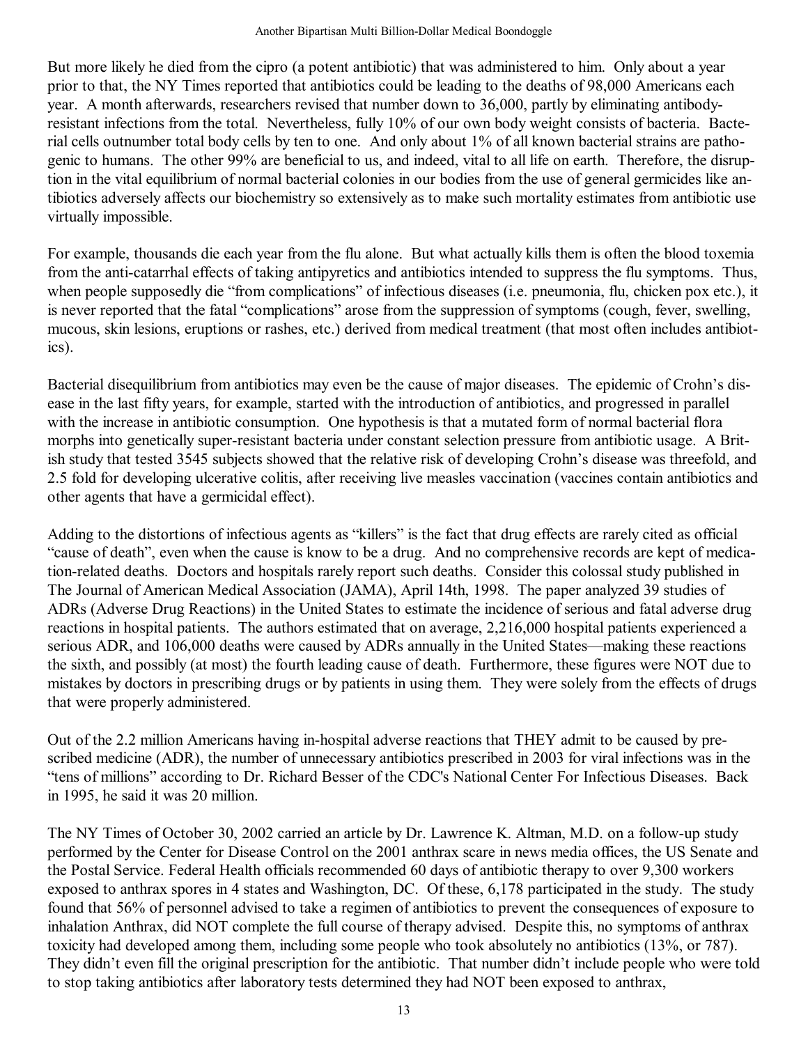But more likely he died from the cipro (a potent antibiotic) that was administered to him. Only about a year prior to that, the NY Times reported that antibiotics could be leading to the deaths of 98,000 Americans each year. A month afterwards, researchers revised that number down to 36,000, partly by eliminating antibody-resistant infections from the total. Nevertheless, fully 10% of our own body weight consists of bacteria. Bacterial cells outnumber total body cells by ten to one. And only about 1% of all known bacterial strains are pathogenic to humans. The other 99% are beneficial to us, and indeed, vital to all life on earth. Therefore, the disruption in the vital equilibrium of normal bacterial colonies in our bodies from the use of general germicides like antibiotics adversely affects our biochemistry so extensively as to make such mortality estimates from antibiotic use virtually impossible.

For example, thousands die each year from the flu alone. But what actually kills them is often the blood toxemia from the anti-catarrhal effects of taking antipyretics and antibiotics intended to suppress the flu symptoms. Thus, when people supposedly die "from complications" of infectious diseases (i.e. pneumonia, flu, chicken pox etc.), it is never reported that the fatal "complications" arose from the suppression of symptoms (cough, fever, swelling, mucous, skin lesions, eruptions or rashes, etc.) derived from medical treatment (that most often includes antibiotics).

Bacterial disequilibrium from antibiotics may even be the cause of major diseases. The epidemic of Crohn's disease in the last fifty years, for example, started with the introduction of antibiotics, and progressed in parallel with the increase in antibiotic consumption. One hypothesis is that a mutated form of normal bacterial flora morphs into genetically super-resistant bacteria under constant selection pressure from antibiotic usage. A British study that tested 3545 subjects showed that the relative risk of developing Crohn's disease was threefold, and 2.5 fold for developing ulcerative colitis, after receiving live measles vaccination (vaccines contain antibiotics and other agents that have a germicidal effect).

Adding to the distortions of infectious agents as "killers" is the fact that drug effects are rarely cited as official "cause of death", even when the cause is know to be a drug. And no comprehensive records are kept of medication-related deaths. Doctors and hospitals rarely report such deaths. Consider this colossal study published in The Journal of American Medical Association (JAMA), April 14th, 1998. The paper analyzed 39 studies of ADRs (Adverse Drug Reactions) in the United States to estimate the incidence of serious and fatal adverse drug reactions in hospital patients. The authors estimated that on average, 2,216,000 hospital patients experienced a serious ADR, and 106,000 deaths were caused by ADRs annually in the United States—making these reactions the sixth, and possibly (at most) the fourth leading cause of death. Furthermore, these figures were NOT due to mistakes by doctors in prescribing drugs or by patients in using them. They were solely from the effects of drugs that were properly administered.

Out of the 2.2 million Americans having in-hospital adverse reactions that THEY admit to be caused by prescribed medicine (ADR), the number of unnecessary antibiotics prescribed in 2003 for viral infections was in the "tens of millions" according to Dr. Richard Besser of the CDC's National Center For Infectious Diseases. Back in 1995, he said it was 20 million.

The NY Times of October 30, 2002 carried an article by Dr. Lawrence K. Altman, M.D. on a follow-up study performed by the Center for Disease Control on the 2001 anthrax scare in news media offices, the US Senate and the Postal Service. Federal Health officials recommended 60 days of antibiotic therapy to over 9,300 workers exposed to anthrax spores in 4 states and Washington, DC. Of these, 6,178 participated in the study. The study found that 56% of personnel advised to take a regimen of antibiotics to prevent the consequences of exposure to inhalation Anthrax, did NOT complete the full course of therapy advised. Despite this, no symptoms of anthrax toxicity had developed among them, including some people who took absolutely no antibiotics (13%, or 787). They didn't even fill the original prescription for the antibiotic. That number didn't include people who were told to stop taking antibiotics after laboratory tests determined they had NOT been exposed to anthrax,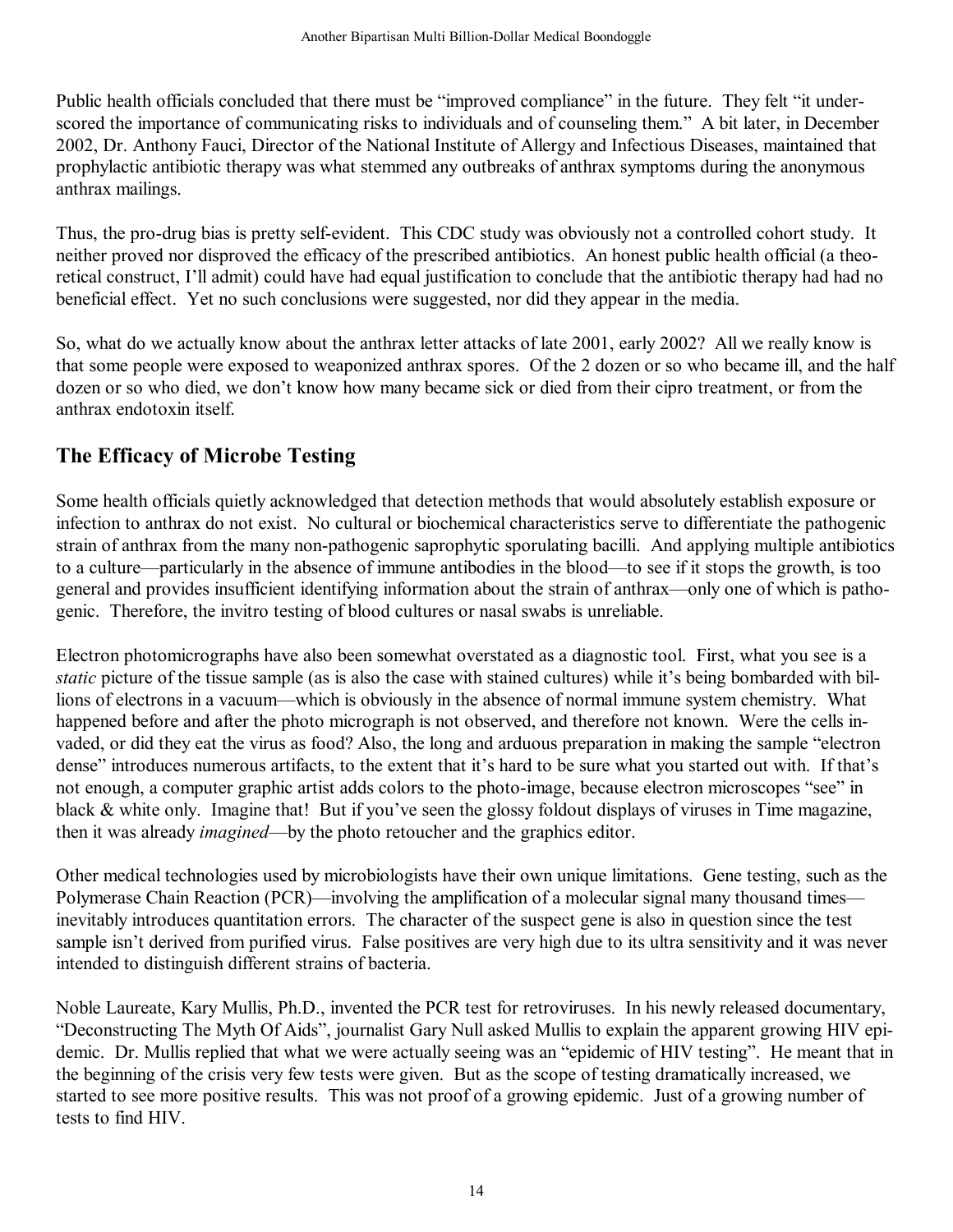Public health officials concluded that there must be "improved compliance" in the future. They felt "it underscored the importance of communicating risks to individuals and of counseling them." A bit later, in December 2002, Dr. Anthony Fauci, Director of the National Institute of Allergy and Infectious Diseases, maintained that prophylactic antibiotic therapy was what stemmed any outbreaks of anthrax symptoms during the anonymous anthrax mailings.

Thus, the pro-drug bias is pretty self-evident. This CDC study was obviously not a controlled cohort study. It neither proved nor disproved the efficacy of the prescribed antibiotics. An honest public health official (a theoretical construct, I'll admit) could have had equal justification to conclude that the antibiotic therapy had had no beneficial effect. Yet no such conclusions were suggested, nor did they appear in the media.

So, what do we actually know about the anthrax letter attacks of late 2001, early 2002? All we really know is that some people were exposed to weaponized anthrax spores. Of the 2 dozen or so who became ill, and the half dozen or so who died, we don't know how many became sick or died from their cipro treatment, or from the anthrax endotoxin itself.

## The Efficacy of Microbe Testing

Some health officials quietly acknowledged that detection methods that would absolutely establish exposure or infection to anthrax do not exist. No cultural or biochemical characteristics serve to differentiate the pathogenic strain of anthrax from the many non-pathogenic saprophytic sporulating bacilli. And applying multiple antibiotics to a culture—particularly in the absence of immune antibodies in the blood—to see if it stops the growth, is too general and provides insufficient identifying information about the strain of anthrax—only one of which is pathogenic. Therefore, the invitro testing of blood cultures or nasal swabs is unreliable.

Electron photomicrographs have also been somewhat overstated as a diagnostic tool. First, what you see is a *static* picture of the tissue sample (as is also the case with stained cultures) while it's being bombarded with billions of electrons in a vacuum—which is obviously in the absence of normal immune system chemistry. What happened before and after the photo micrograph is not observed, and therefore not known. Were the cells invaded, or did they eat the virus as food? Also, the long and arduous preparation in making the sample "electron dense" introduces numerous artifacts, to the extent that it's hard to be sure what you started out with. If that's not enough, a computer graphic artist adds colors to the photo-image, because electron microscopes "see" in black & white only. Imagine that! But if you've seen the glossy foldout displays of viruses in Time magazine, then it was already *imagined*—by the photo retoucher and the graphics editor.

Other medical technologies used by microbiologists have their own unique limitations. Gene testing, such as the Polymerase Chain Reaction (PCR)—involving the amplification of a molecular signal many thousand times—inevitably introduces quantitation errors. The character of the suspect gene is also in question since the test sample isn't derived from purified virus. False positives are very high due to its ultra sensitivity and it was never intended to distinguish different strains of bacteria.

Noble Laureate, Kary Mullis, Ph.D., invented the PCR test for retroviruses. In his newly released documentary, "Deconstructing The Myth Of Aids", journalist Gary Null asked Mullis to explain the apparent growing HIV epidemic. Dr. Mullis replied that what we were actually seeing was an "epidemic of HIV testing". He meant that in the beginning of the crisis very few tests were given. But as the scope of testing dramatically increased, we started to see more positive results. This was not proof of a growing epidemic. Just of a growing number of tests to find HIV.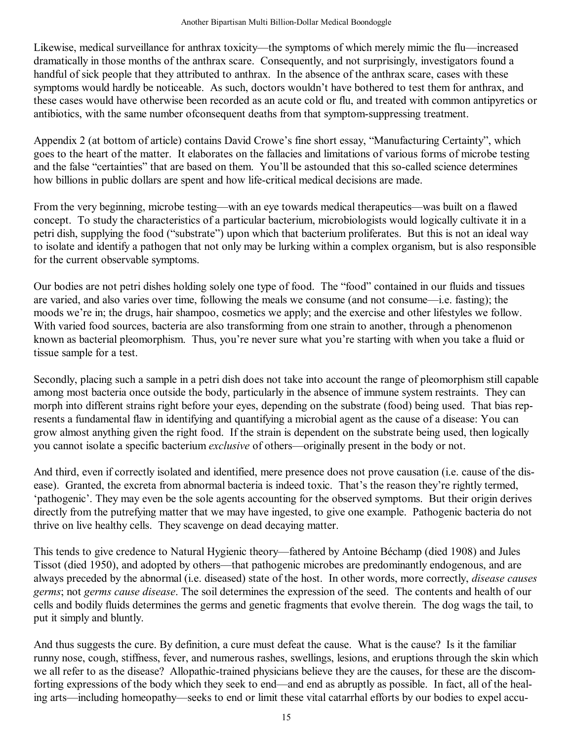Likewise, medical surveillance for anthrax toxicity—the symptoms of which merely mimic the flu—increased dramatically in those months of the anthrax scare. Consequently, and not surprisingly, investigators found a handful of sick people that they attributed to anthrax. In the absence of the anthrax scare, cases with these symptoms would hardly be noticeable. As such, doctors wouldn't have bothered to test them for anthrax, and these cases would have otherwise been recorded as an acute cold or flu, and treated with common antipyretics or antibiotics, with the same number ofconsequent deaths from that symptom-suppressing treatment.

Appendix 2 (at bottom of article) contains David Crowe's fine short essay, "Manufacturing Certainty", which goes to the heart of the matter. It elaborates on the fallacies and limitations of various forms of microbe testing and the false "certainties" that are based on them. You'll be astounded that this so-called science determines how billions in public dollars are spent and how life-critical medical decisions are made.

From the very beginning, microbe testing—with an eye towards medical therapeutics—was built on a flawed concept. To study the characteristics of a particular bacterium, microbiologists would logically cultivate it in a petri dish, supplying the food ("substrate") upon which that bacterium proliferates. But this is not an ideal way to isolate and identify a pathogen that not only may be lurking within a complex organism, but is also responsible for the current observable symptoms.

Our bodies are not petri dishes holding solely one type of food. The "food" contained in our fluids and tissues are varied, and also varies over time, following the meals we consume (and not consume—i.e. fasting); the moods we're in; the drugs, hair shampoo, cosmetics we apply; and the exercise and other lifestyles we follow. With varied food sources, bacteria are also transforming from one strain to another, through a phenomenon known as bacterial pleomorphism. Thus, you're never sure what you're starting with when you take a fluid or tissue sample for a test.

Secondly, placing such a sample in a petri dish does not take into account the range of pleomorphism still capable among most bacteria once outside the body, particularly in the absence of immune system restraints. They can morph into different strains right before your eyes, depending on the substrate (food) being used. That bias represents a fundamental flaw in identifying and quantifying a microbial agent as the cause of a disease: You can grow almost anything given the right food. If the strain is dependent on the substrate being used, then logically you cannot isolate a specific bacterium *exclusive* of others—originally present in the body or not.

And third, even if correctly isolated and identified, mere presence does not prove causation (i.e. cause of the disease). Granted, the excreta from abnormal bacteria is indeed toxic. That's the reason they're rightly termed, 'pathogenic'. They may even be the sole agents accounting for the observed symptoms. But their origin derives directly from the putrefying matter that we may have ingested, to give one example. Pathogenic bacteria do not thrive on live healthy cells. They scavenge on dead decaying matter.

This tends to give credence to Natural Hygienic theory—fathered by Antoine Béchamp (died 1908) and Jules Tissot (died 1950), and adopted by others—that pathogenic microbes are predominantly endogenous, and are always preceded by the abnormal (i.e. diseased) state of the host. In other words, more correctly, *disease causes germs*; not *germs cause disease*. The soil determines the expression of the seed. The contents and health of our cells and bodily fluids determines the germs and genetic fragments that evolve therein. The dog wags the tail, to put it simply and bluntly.

And thus suggests the cure. By definition, a cure must defeat the cause. What is the cause? Is it the familiar runny nose, cough, stiffness, fever, and numerous rashes, swellings, lesions, and eruptions through the skin which we all refer to as the disease? Allopathic-trained physicians believe they are the causes, for these are the discomforting expressions of the body which they seek to end—and end as abruptly as possible. In fact, all of the healing arts—including homeopathy—seeks to end or limit these vital catarrhal efforts by our bodies to expel accu-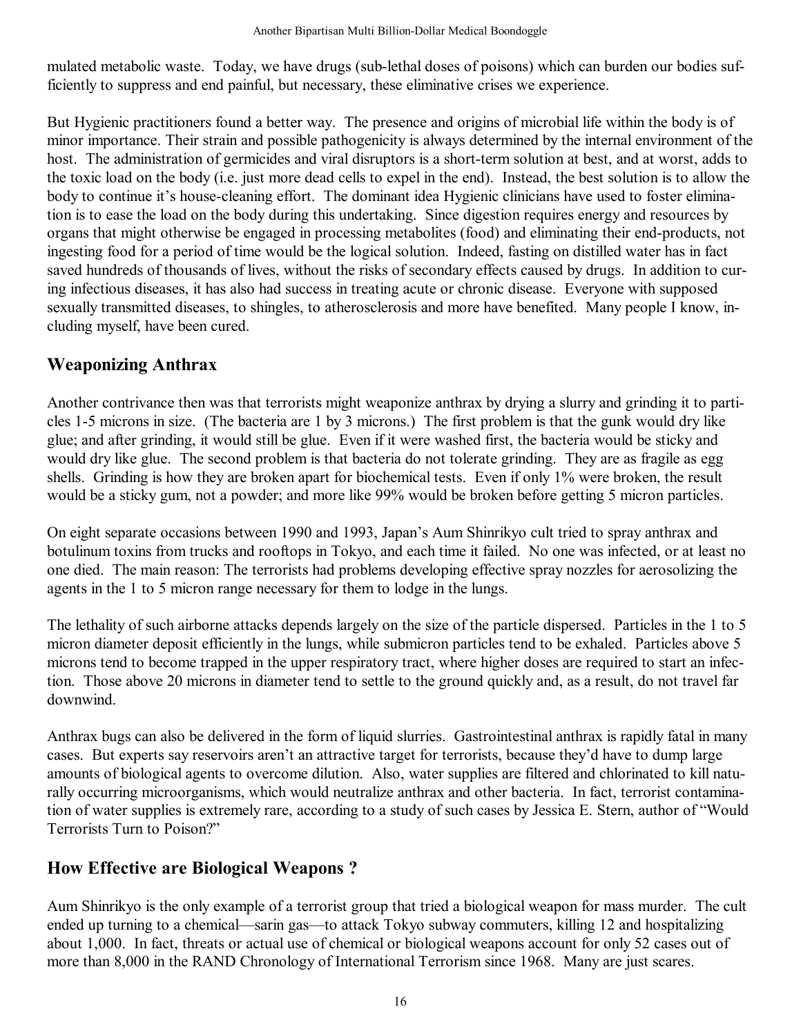mulated metabolic waste. Today, we have drugs (sub-lethal doses of poisons) which can burden our bodies sufficiently to suppress and end painful, but necessary, these eliminative crises we experience.

But Hygienic practitioners found a better way. The presence and origins of microbial life within the body is of minor importance. Their strain and possible pathogenicity is always determined by the internal environment of the host. The administration of germicides and viral disruptors is a short-term solution at best, and at worst, adds to the toxic load on the body (i.e. just more dead cells to expel in the end). Instead, the best solution is to allow the body to continue it's house-cleaning effort. The dominant idea Hygienic clinicians have used to foster elimination is to ease the load on the body during this undertaking. Since digestion requires energy and resources by organs that might otherwise be engaged in processing metabolites (food) and eliminating their end-products, not ingesting food for a period of time would be the logical solution. Indeed, fasting on distilled water has in fact saved hundreds of thousands of lives, without the risks of secondary effects caused by drugs. In addition to curing infectious diseases, it has also had success in treating acute or chronic disease. Everyone with supposed sexually transmitted diseases, to shingles, to atherosclerosis and more have benefited. Many people I know, including myself, have been cured.

## Weaponizing Anthrax

Another contrivance then was that terrorists might weaponize anthrax by drying a slurry and grinding it to particles 1-5 microns in size. (The bacteria are 1 by 3 microns.) The first problem is that the gunk would dry like glue; and after grinding, it would still be glue. Even if it were washed first, the bacteria would be sticky and would dry like glue. The second problem is that bacteria do not tolerate grinding. They are as fragile as egg shells. Grinding is how they are broken apart for biochemical tests. Even if only 1% were broken, the result would be a sticky gum, not a powder; and more like 99% would be broken before getting 5 micron particles.

On eight separate occasions between 1990 and 1993, Japan's Aum Shinrikyo cult tried to spray anthrax and botulinum toxins from trucks and rooftops in Tokyo, and each time it failed. No one was infected, or at least no one died. The main reason: The terrorists had problems developing effective spray nozzles for aerosolizing the agents in the 1 to 5 micron range necessary for them to lodge in the lungs.

The lethality of such airborne attacks depends largely on the size of the particle dispersed. Particles in the 1 to 5 micron diameter deposit efficiently in the lungs, while submicron particles tend to be exhaled. Particles above 5 microns tend to become trapped in the upper respiratory tract, where higher doses are required to start an infection. Those above 20 microns in diameter tend to settle to the ground quickly and, as a result, do not travel far downwind.

Anthrax bugs can also be delivered in the form of liquid slurries. Gastrointestinal anthrax is rapidly fatal in many cases. But experts say reservoirs aren't an attractive target for terrorists, because they'd have to dump large amounts of biological agents to overcome dilution. Also, water supplies are filtered and chlorinated to kill naturally occurring microorganisms, which would neutralize anthrax and other bacteria. In fact, terrorist contamination of water supplies is extremely rare, according to a study of such cases by Jessica E. Stern, author of "Would Terrorists Turn to Poison?"

## How Effective are Biological Weapons ?

Aum Shinrikyo is the only example of a terrorist group that tried a biological weapon for mass murder. The cult ended up turning to a chemical—sarin gas—to attack Tokyo subway commuters, killing 12 and hospitalizing about 1,000. In fact, threats or actual use of chemical or biological weapons account for only 52 cases out of more than 8,000 in the RAND Chronology of International Terrorism since 1968. Many are just scares.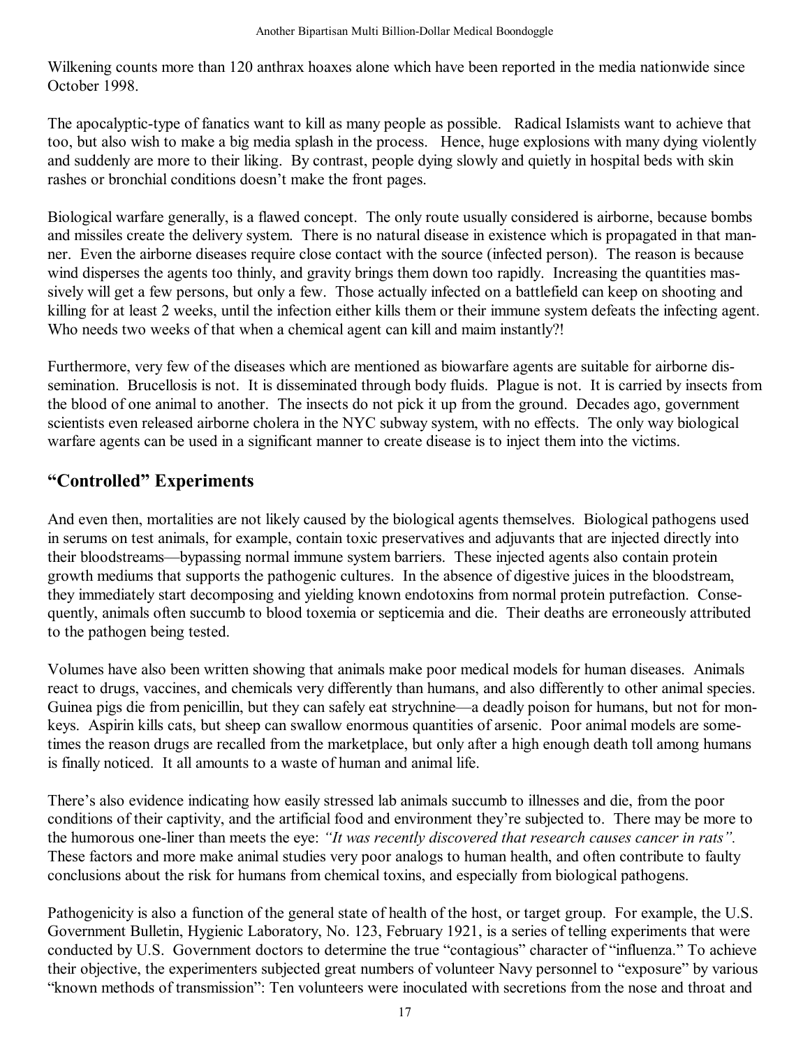Wilkening counts more than 120 anthrax hoaxes alone which have been reported in the media nationwide since October 1998.

The apocalyptic-type of fanatics want to kill as many people as possible. Radical Islamists want to achieve that too, but also wish to make a big media splash in the process. Hence, huge explosions with many dying violently and suddenly are more to their liking. By contrast, people dying slowly and quietly in hospital beds with skin rashes or bronchial conditions doesn't make the front pages.

Biological warfare generally, is a flawed concept. The only route usually considered is airborne, because bombs and missiles create the delivery system. There is no natural disease in existence which is propagated in that manner. Even the airborne diseases require close contact with the source (infected person). The reason is because wind disperses the agents too thinly, and gravity brings them down too rapidly. Increasing the quantities massively will get a few persons, but only a few. Those actually infected on a battlefield can keep on shooting and killing for at least 2 weeks, until the infection either kills them or their immune system defeats the infecting agent. Who needs two weeks of that when a chemical agent can kill and maim instantly?!

Furthermore, very few of the diseases which are mentioned as biowarfare agents are suitable for airborne dissemination. Brucellosis is not. It is disseminated through body fluids. Plague is not. It is carried by insects from the blood of one animal to another. The insects do not pick it up from the ground. Decades ago, government scientists even released airborne cholera in the NYC subway system, with no effects. The only way biological warfare agents can be used in a significant manner to create disease is to inject them into the victims.

## "Controlled" Experiments

And even then, mortalities are not likely caused by the biological agents themselves. Biological pathogens used in serums on test animals, for example, contain toxic preservatives and adjuvants that are injected directly into their bloodstreams—bypassing normal immune system barriers. These injected agents also contain protein growth mediums that supports the pathogenic cultures. In the absence of digestive juices in the bloodstream, they immediately start decomposing and yielding known endotoxins from normal protein putrefaction. Consequently, animals often succumb to blood toxemia or septicemia and die. Their deaths are erroneously attributed to the pathogen being tested.

Volumes have also been written showing that animals make poor medical models for human diseases. Animals react to drugs, vaccines, and chemicals very differently than humans, and also differently to other animal species. Guinea pigs die from penicillin, but they can safely eat strychnine—a deadly poison for humans, but not for monkeys. Aspirin kills cats, but sheep can swallow enormous quantities of arsenic. Poor animal models are sometimes the reason drugs are recalled from the marketplace, but only after a high enough death toll among humans is finally noticed. It all amounts to a waste of human and animal life.

There's also evidence indicating how easily stressed lab animals succumb to illnesses and die, from the poor conditions of their captivity, and the artificial food and environment they're subjected to. There may be more to the humorous one-liner than meets the eye: *"It was recently discovered that research causes cancer in rats".* These factors and more make animal studies very poor analogs to human health, and often contribute to faulty conclusions about the risk for humans from chemical toxins, and especially from biological pathogens.

Pathogenicity is also a function of the general state of health of the host, or target group. For example, the U.S. Government Bulletin, Hygienic Laboratory, No. 123, February 1921, is a series of telling experiments that were conducted by U.S. Government doctors to determine the true "contagious" character of "influenza." To achieve their objective, the experimenters subjected great numbers of volunteer Navy personnel to "exposure" by various "known methods of transmission": Ten volunteers were inoculated with secretions from the nose and throat and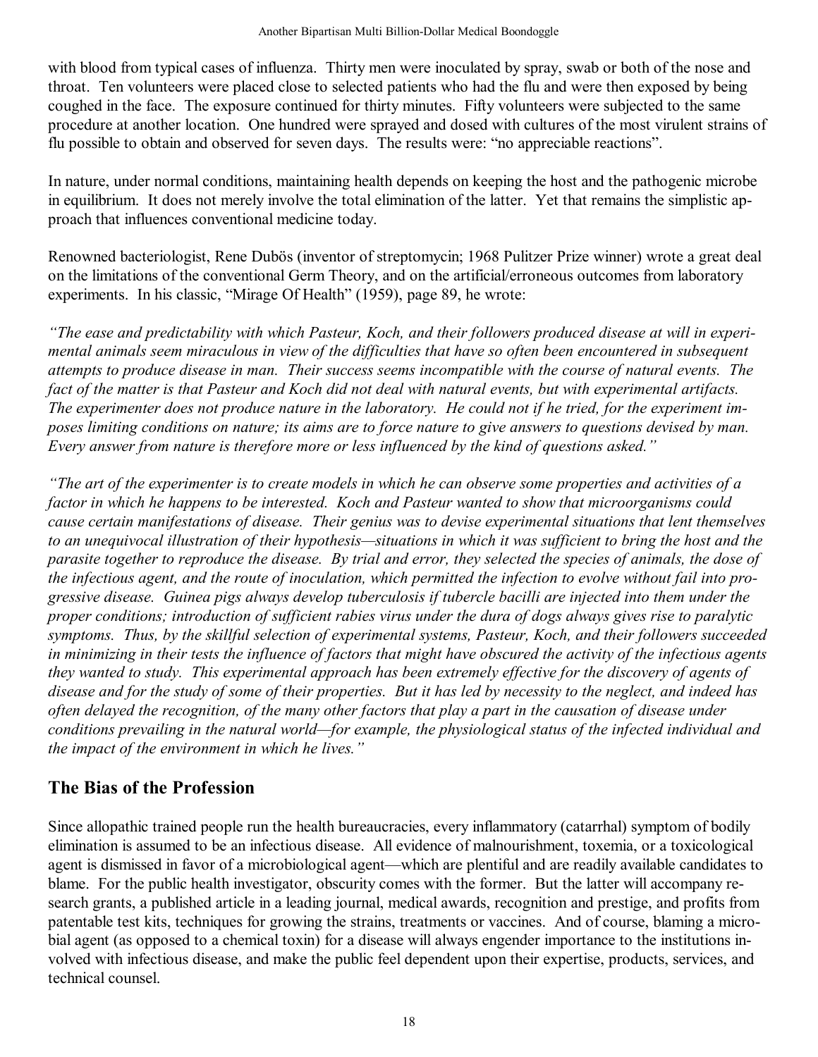with blood from typical cases of influenza. Thirty men were inoculated by spray, swab or both of the nose and throat. Ten volunteers were placed close to selected patients who had the flu and were then exposed by being coughed in the face. The exposure continued for thirty minutes. Fifty volunteers were subjected to the same procedure at another location. One hundred were sprayed and dosed with cultures of the most virulent strains of flu possible to obtain and observed for seven days. The results were: "no appreciable reactions".

In nature, under normal conditions, maintaining health depends on keeping the host and the pathogenic microbe in equilibrium. It does not merely involve the total elimination of the latter. Yet that remains the simplistic approach that influences conventional medicine today.

Renowned bacteriologist, Rene Dubös (inventor of streptomycin; 1968 Pulitzer Prize winner) wrote a great deal on the limitations of the conventional Germ Theory, and on the artificial/erroneous outcomes from laboratory experiments. In his classic, "Mirage Of Health" (1959), page 89, he wrote:

*"The ease and predictability with which Pasteur, Koch, and their followers produced disease at will in experimental animals seem miraculous in view of the difficulties that have so often been encountered in subsequent attempts to produce disease in man. Their success seems incompatible with the course of natural events. The fact of the matter is that Pasteur and Koch did not deal with natural events, but with experimental artifacts. The experimenter does not produce nature in the laboratory. He could not if he tried, for the experiment imposes limiting conditions on nature; its aims are to force nature to give answers to questions devised by man. Every answer from nature is therefore more or less influenced by the kind of questions asked."*

*"The art of the experimenter is to create models in which he can observe some properties and activities of a factor in which he happens to be interested. Koch and Pasteur wanted to show that microorganisms could cause certain manifestations of disease. Their genius was to devise experimental situations that lent themselves to an unequivocal illustration of their hypothesis—situations in which it was sufficient to bring the host and the parasite together to reproduce the disease. By trial and error, they selected the species of animals, the dose of the infectious agent, and the route of inoculation, which permitted the infection to evolve without fail into progressive disease. Guinea pigs always develop tuberculosis if tubercle bacilli are injected into them under the proper conditions; introduction of sufficient rabies virus under the dura of dogs always gives rise to paralytic symptoms. Thus, by the skillful selection of experimental systems, Pasteur, Koch, and their followers succeeded in minimizing in their tests the influence of factors that might have obscured the activity of the infectious agents they wanted to study. This experimental approach has been extremely effective for the discovery of agents of disease and for the study of some of their properties. But it has led by necessity to the neglect, and indeed has often delayed the recognition, of the many other factors that play a part in the causation of disease under conditions prevailing in the natural world—for example, the physiological status of the infected individual and the impact of the environment in which he lives."*

## The Bias of the Profession

Since allopathic trained people run the health bureaucracies, every inflammatory (catarrhal) symptom of bodily elimination is assumed to be an infectious disease. All evidence of malnourishment, toxemia, or a toxicological agent is dismissed in favor of a microbiological agent—which are plentiful and are readily available candidates to blame. For the public health investigator, obscurity comes with the former. But the latter will accompany research grants, a published article in a leading journal, medical awards, recognition and prestige, and profits from patentable test kits, techniques for growing the strains, treatments or vaccines. And of course, blaming a microbial agent (as opposed to a chemical toxin) for a disease will always engender importance to the institutions involved with infectious disease, and make the public feel dependent upon their expertise, products, services, and technical counsel.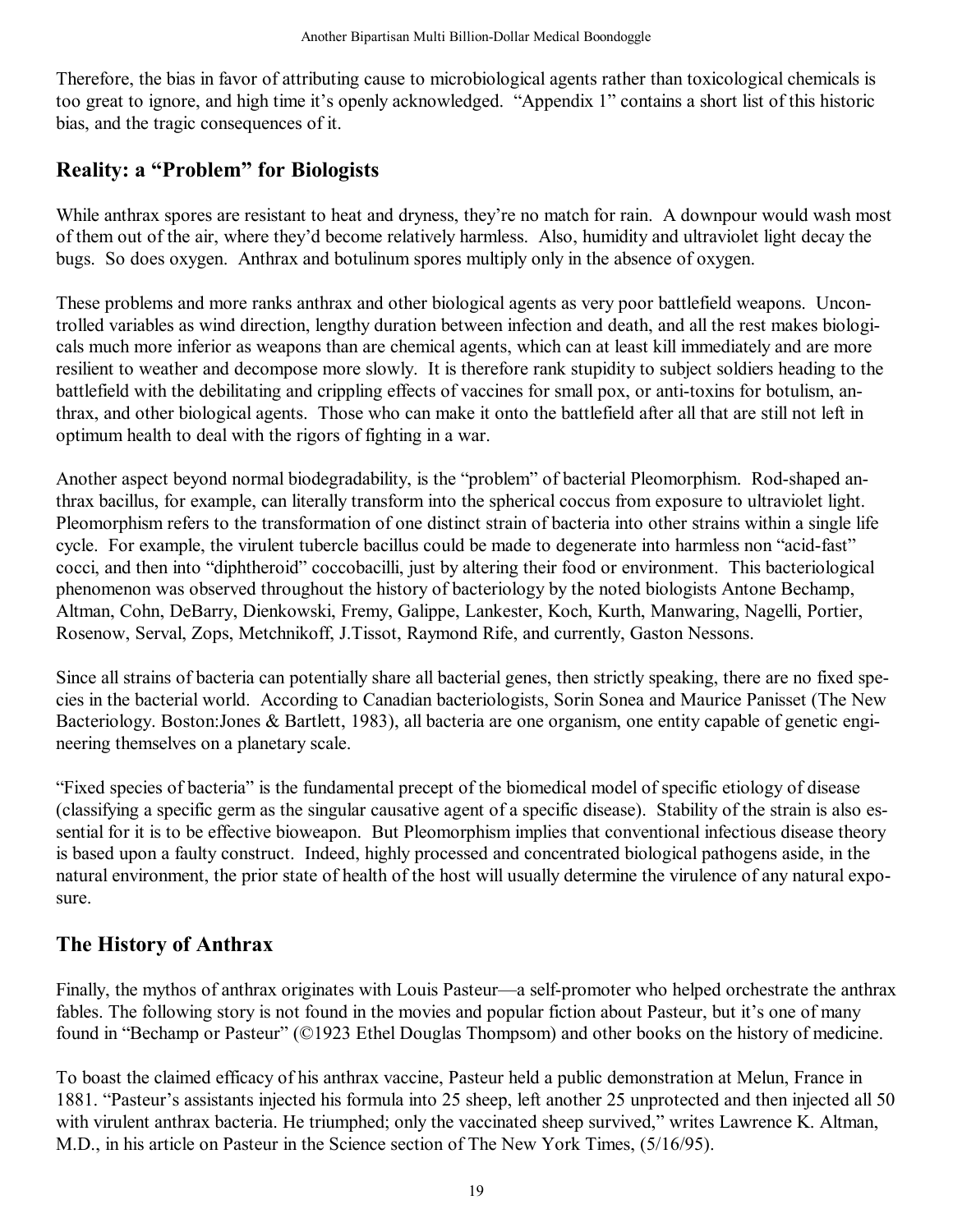Therefore, the bias in favor of attributing cause to microbiological agents rather than toxicological chemicals is too great to ignore, and high time it's openly acknowledged. "Appendix 1" contains a short list of this historic bias, and the tragic consequences of it.

## Reality: a "Problem" for Biologists

While anthrax spores are resistant to heat and dryness, they're no match for rain. A downpour would wash most of them out of the air, where they'd become relatively harmless. Also, humidity and ultraviolet light decay the bugs. So does oxygen. Anthrax and botulinum spores multiply only in the absence of oxygen.

These problems and more ranks anthrax and other biological agents as very poor battlefield weapons. Uncontrolled variables as wind direction, lengthy duration between infection and death, and all the rest makes biologicals much more inferior as weapons than are chemical agents, which can at least kill immediately and are more resilient to weather and decompose more slowly. It is therefore rank stupidity to subject soldiers heading to the battlefield with the debilitating and crippling effects of vaccines for small pox, or anti-toxins for botulism, anthrax, and other biological agents. Those who can make it onto the battlefield after all that are still not left in optimum health to deal with the rigors of fighting in a war.

Another aspect beyond normal biodegradability, is the "problem" of bacterial Pleomorphism. Rod-shaped anthrax bacillus, for example, can literally transform into the spherical coccus from exposure to ultraviolet light. Pleomorphism refers to the transformation of one distinct strain of bacteria into other strains within a single life cycle. For example, the virulent tubercle bacillus could be made to degenerate into harmless non "acid-fast" cocci, and then into "diphtheroid" coccobacilli, just by altering their food or environment. This bacteriological phenomenon was observed throughout the history of bacteriology by the noted biologists Antone Bechamp, Altman, Cohn, DeBarry, Dienkowski, Fremy, Galippe, Lankester, Koch, Kurth, Manwaring, Nagelli, Portier, Rosenow, Serval, Zops, Metchnikoff, J.Tissot, Raymond Rife, and currently, Gaston Nessons.

Since all strains of bacteria can potentially share all bacterial genes, then strictly speaking, there are no fixed species in the bacterial world. According to Canadian bacteriologists, Sorin Sonea and Maurice Panisset (The New Bacteriology. Boston:Jones & Bartlett, 1983), all bacteria are one organism, one entity capable of genetic engineering themselves on a planetary scale.

"Fixed species of bacteria" is the fundamental precept of the biomedical model of specific etiology of disease (classifying a specific germ as the singular causative agent of a specific disease). Stability of the strain is also essential for it is to be effective bioweapon. But Pleomorphism implies that conventional infectious disease theory is based upon a faulty construct. Indeed, highly processed and concentrated biological pathogens aside, in the natural environment, the prior state of health of the host will usually determine the virulence of any natural exposure.

## The History of Anthrax

Finally, the mythos of anthrax originates with Louis Pasteur—a self-promoter who helped orchestrate the anthrax fables. The following story is not found in the movies and popular fiction about Pasteur, but it's one of many found in "Bechamp or Pasteur" (©1923 Ethel Douglas Thompsom) and other books on the history of medicine.

To boast the claimed efficacy of his anthrax vaccine, Pasteur held a public demonstration at Melun, France in 1881. "Pasteur's assistants injected his formula into 25 sheep, left another 25 unprotected and then injected all 50 with virulent anthrax bacteria. He triumphed; only the vaccinated sheep survived," writes Lawrence K. Altman, M.D., in his article on Pasteur in the Science section of The New York Times, (5/16/95).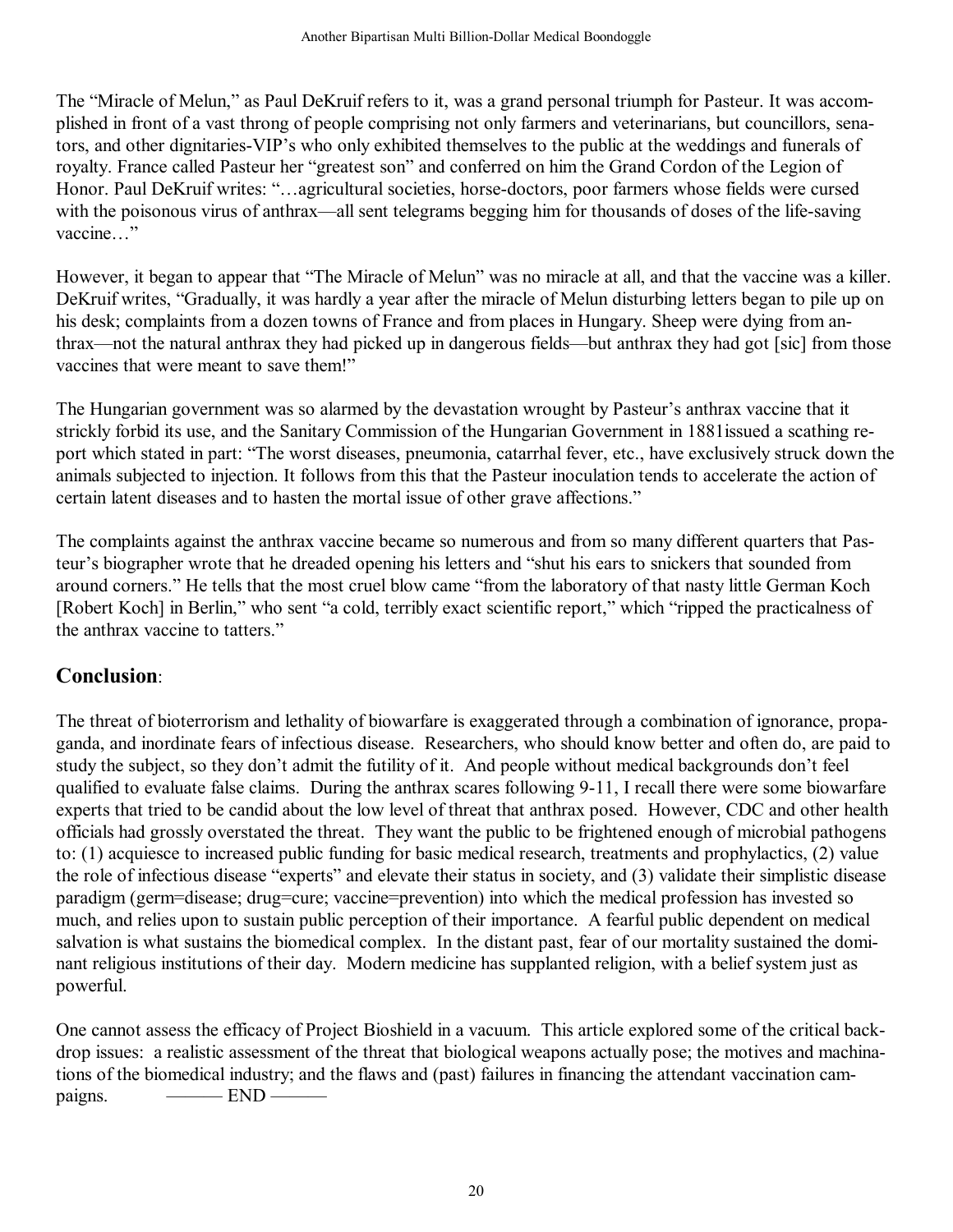The "Miracle of Melun," as Paul DeKruif refers to it, was a grand personal triumph for Pasteur. It was accomplished in front of a vast throng of people comprising not only farmers and veterinarians, but councillors, senators, and other dignitaries-VIP's who only exhibited themselves to the public at the weddings and funerals of royalty. France called Pasteur her "greatest son" and conferred on him the Grand Cordon of the Legion of Honor. Paul DeKruif writes: "…agricultural societies, horse-doctors, poor farmers whose fields were cursed with the poisonous virus of anthrax—all sent telegrams begging him for thousands of doses of the life-saving vaccine…"

However, it began to appear that "The Miracle of Melun" was no miracle at all, and that the vaccine was a killer. DeKruif writes, "Gradually, it was hardly a year after the miracle of Melun disturbing letters began to pile up on his desk; complaints from a dozen towns of France and from places in Hungary. Sheep were dying from anthrax—not the natural anthrax they had picked up in dangerous fields—but anthrax they had got [sic] from those vaccines that were meant to save them!"

The Hungarian government was so alarmed by the devastation wrought by Pasteur's anthrax vaccine that it strickly forbid its use, and the Sanitary Commission of the Hungarian Government in 1881issued a scathing report which stated in part: "The worst diseases, pneumonia, catarrhal fever, etc., have exclusively struck down the animals subjected to injection. It follows from this that the Pasteur inoculation tends to accelerate the action of certain latent diseases and to hasten the mortal issue of other grave affections."

The complaints against the anthrax vaccine became so numerous and from so many different quarters that Pasteur's biographer wrote that he dreaded opening his letters and "shut his ears to snickers that sounded from around corners." He tells that the most cruel blow came "from the laboratory of that nasty little German Koch [Robert Koch] in Berlin," who sent "a cold, terribly exact scientific report," which "ripped the practicalness of the anthrax vaccine to tatters."

## **Conclusion**:

The threat of bioterrorism and lethality of biowarfare is exaggerated through a combination of ignorance, propaganda, and inordinate fears of infectious disease. Researchers, who should know better and often do, are paid to study the subject, so they don't admit the futility of it. And people without medical backgrounds don't feel qualified to evaluate false claims. During the anthrax scares following 9-11, I recall there were some biowarfare experts that tried to be candid about the low level of threat that anthrax posed. However, CDC and other health officials had grossly overstated the threat. They want the public to be frightened enough of microbial pathogens to: (1) acquiesce to increased public funding for basic medical research, treatments and prophylactics, (2) value the role of infectious disease "experts" and elevate their status in society, and (3) validate their simplistic disease paradigm (germ=disease; drug=cure; vaccine=prevention) into which the medical profession has invested so much, and relies upon to sustain public perception of their importance. A fearful public dependent on medical salvation is what sustains the biomedical complex. In the distant past, fear of our mortality sustained the dominant religious institutions of their day. Modern medicine has supplanted religion, with a belief system just as powerful.

One cannot assess the efficacy of Project Bioshield in a vacuum. This article explored some of the critical backdrop issues: a realistic assessment of the threat that biological weapons actually pose; the motives and machinations of the biomedical industry; and the flaws and (past) failures in financing the attendant vaccination campaigns. ——— END ———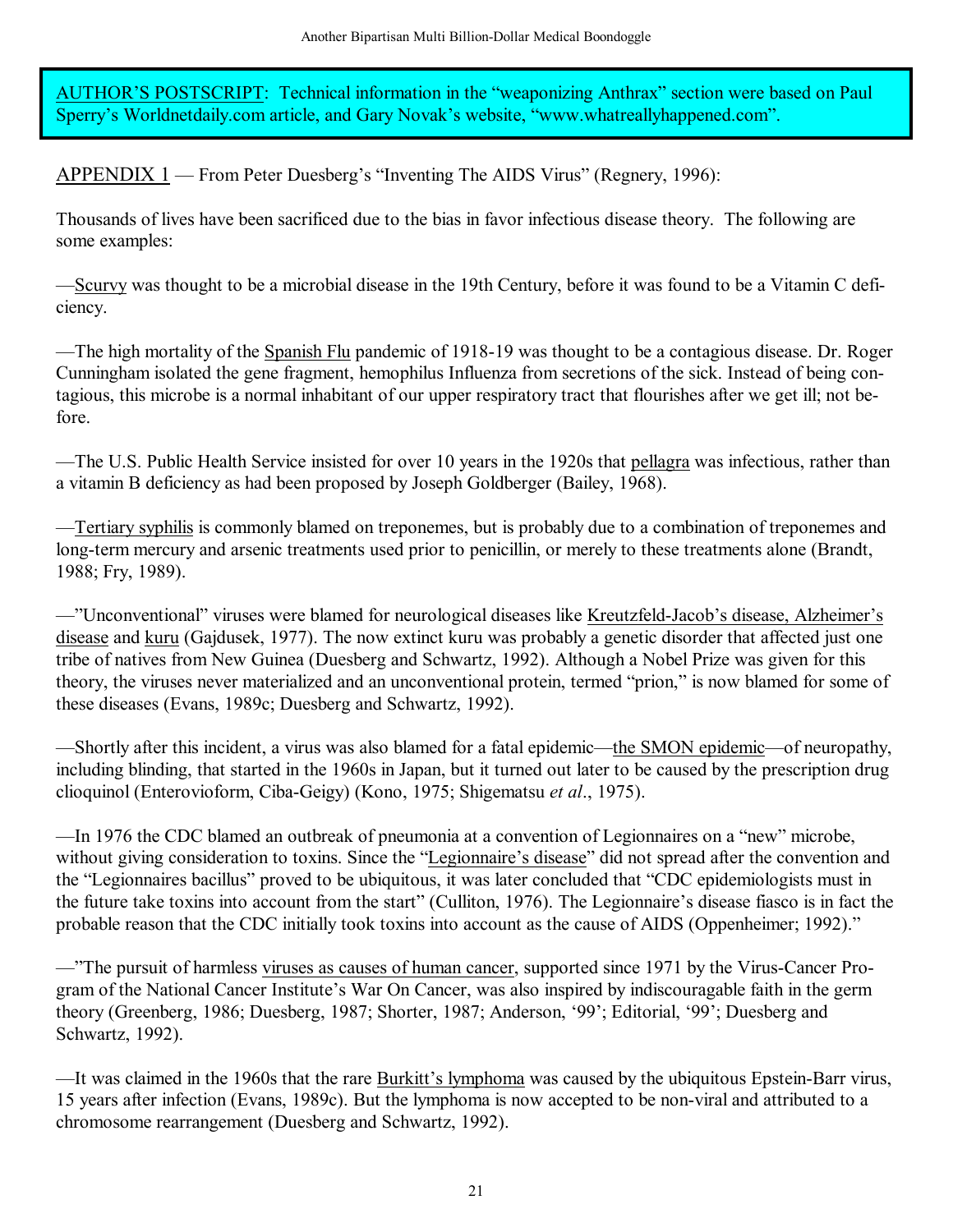AUTHOR'S POSTSCRIPT: Technical information in the "weaponizing Anthrax" section were based on Paul Sperry's Worldnetdaily.com article, and Gary Novak's website, "www.whatreallyhappened.com".

APPENDIX 1 — From Peter Duesberg's "Inventing The AIDS Virus" (Regnery, 1996):

Thousands of lives have been sacrificed due to the bias in favor infectious disease theory. The following are some examples:

—Scurvy was thought to be a microbial disease in the 19th Century, before it was found to be a Vitamin C deficiency.

—The high mortality of the Spanish Flu pandemic of 1918-19 was thought to be a contagious disease. Dr. Roger Cunningham isolated the gene fragment, hemophilus Influenza from secretions of the sick. Instead of being contagious, this microbe is a normal inhabitant of our upper respiratory tract that flourishes after we get ill; not before.

—The U.S. Public Health Service insisted for over 10 years in the 1920s that pellagra was infectious, rather than a vitamin B deficiency as had been proposed by Joseph Goldberger (Bailey, 1968).

—Tertiary syphilis is commonly blamed on treponemes, but is probably due to a combination of treponemes and long-term mercury and arsenic treatments used prior to penicillin, or merely to these treatments alone (Brandt, 1988; Fry, 1989).

—"Unconventional" viruses were blamed for neurological diseases like Kreutzfeld-Jacob's disease, Alzheimer's disease and kuru (Gajdusek, 1977). The now extinct kuru was probably a genetic disorder that affected just one tribe of natives from New Guinea (Duesberg and Schwartz, 1992). Although a Nobel Prize was given for this theory, the viruses never materialized and an unconventional protein, termed "prion," is now blamed for some of these diseases (Evans, 1989c; Duesberg and Schwartz, 1992).

—Shortly after this incident, a virus was also blamed for a fatal epidemic—the SMON epidemic—of neuropathy, including blinding, that started in the 1960s in Japan, but it turned out later to be caused by the prescription drug clioquinol (Enterovioform, Ciba-Geigy) (Kono, 1975; Shigematsu *et al*., 1975).

—In 1976 the CDC blamed an outbreak of pneumonia at a convention of Legionnaires on a "new" microbe, without giving consideration to toxins. Since the "Legionnaire's disease" did not spread after the convention and the "Legionnaires bacillus" proved to be ubiquitous, it was later concluded that "CDC epidemiologists must in the future take toxins into account from the start" (Culliton, 1976). The Legionnaire's disease fiasco is in fact the probable reason that the CDC initially took toxins into account as the cause of AIDS (Oppenheimer; 1992)."

—"The pursuit of harmless viruses as causes of human cancer, supported since 1971 by the Virus-Cancer Program of the National Cancer Institute's War On Cancer, was also inspired by indiscouragable faith in the germ theory (Greenberg, 1986; Duesberg, 1987; Shorter, 1987; Anderson, '99'; Editorial, '99'; Duesberg and Schwartz, 1992).

—It was claimed in the 1960s that the rare Burkitt's lymphoma was caused by the ubiquitous Epstein-Barr virus, 15 years after infection (Evans, 1989c). But the lymphoma is now accepted to be non-viral and attributed to a chromosome rearrangement (Duesberg and Schwartz, 1992).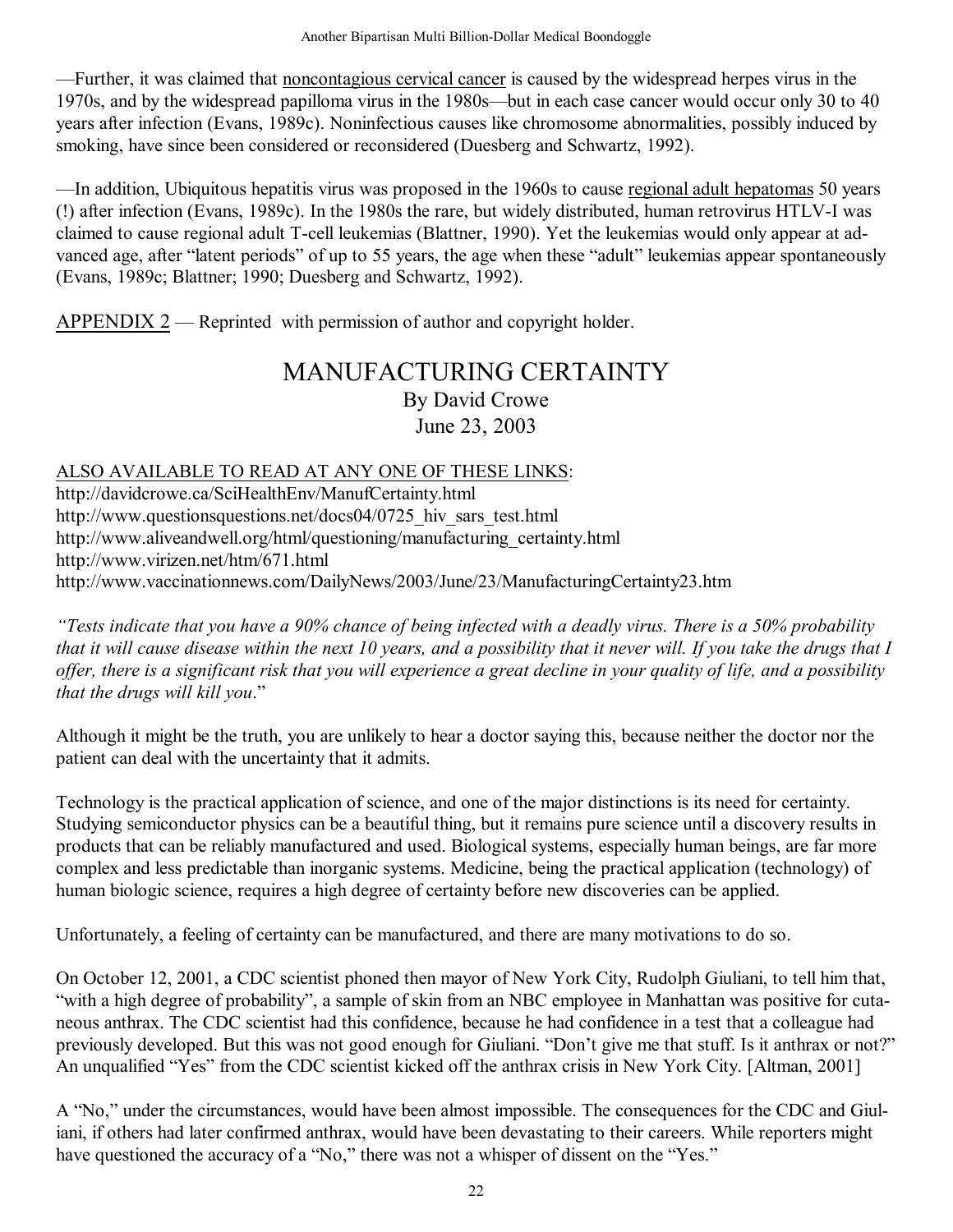—Further, it was claimed that noncontagious cervical cancer is caused by the widespread herpes virus in the 1970s, and by the widespread papilloma virus in the 1980s—but in each case cancer would occur only 30 to 40 years after infection (Evans, 1989c). Noninfectious causes like chromosome abnormalities, possibly induced by smoking, have since been considered or reconsidered (Duesberg and Schwartz, 1992).

—In addition, Ubiquitous hepatitis virus was proposed in the 1960s to cause regional adult hepatomas 50 years (!) after infection (Evans, 1989c). In the 1980s the rare, but widely distributed, human retrovirus HTLV-I was claimed to cause regional adult T-cell leukemias (Blattner, 1990). Yet the leukemias would only appear at advanced age, after "latent periods" of up to 55 years, the age when these "adult" leukemias appear spontaneously (Evans, 1989c; Blattner; 1990; Duesberg and Schwartz, 1992).

APPENDIX 2 — Reprinted with permission of author and copyright holder.

# MANUFACTURING CERTAINTY

By David Crowe

June 23, 2003

ALSO AVAILABLE TO READ AT ANY ONE OF THESE LINKS:
http://davidcrowe.ca/SciHealthEnv/ManufCertainty.html
http://www.questionsquestions.net/docs04/0725_hiv_sars_test.html
http://www.aliveandwell.org/html/questioning/manufacturing_certainty.html
http://www.virizen.net/htm/671.html
http://www.vaccinationnews.com/DailyNews/2003/June/23/ManufacturingCertainty23.htm

*"Tests indicate that you have a 90% chance of being infected with a deadly virus. There is a 50% probability that it will cause disease within the next 10 years, and a possibility that it never will. If you take the drugs that I offer, there is a significant risk that you will experience a great decline in your quality of life, and a possibility that the drugs will kill you*."

Although it might be the truth, you are unlikely to hear a doctor saying this, because neither the doctor nor the patient can deal with the uncertainty that it admits.

Technology is the practical application of science, and one of the major distinctions is its need for certainty. Studying semiconductor physics can be a beautiful thing, but it remains pure science until a discovery results in products that can be reliably manufactured and used. Biological systems, especially human beings, are far more complex and less predictable than inorganic systems. Medicine, being the practical application (technology) of human biologic science, requires a high degree of certainty before new discoveries can be applied.

Unfortunately, a feeling of certainty can be manufactured, and there are many motivations to do so.

On October 12, 2001, a CDC scientist phoned then mayor of New York City, Rudolph Giuliani, to tell him that, "with a high degree of probability", a sample of skin from an NBC employee in Manhattan was positive for cutaneous anthrax. The CDC scientist had this confidence, because he had confidence in a test that a colleague had previously developed. But this was not good enough for Giuliani. "Don't give me that stuff. Is it anthrax or not?" An unqualified "Yes" from the CDC scientist kicked off the anthrax crisis in New York City. [Altman, 2001]

A "No," under the circumstances, would have been almost impossible. The consequences for the CDC and Giuliani, if others had later confirmed anthrax, would have been devastating to their careers. While reporters might have questioned the accuracy of a "No," there was not a whisper of dissent on the "Yes."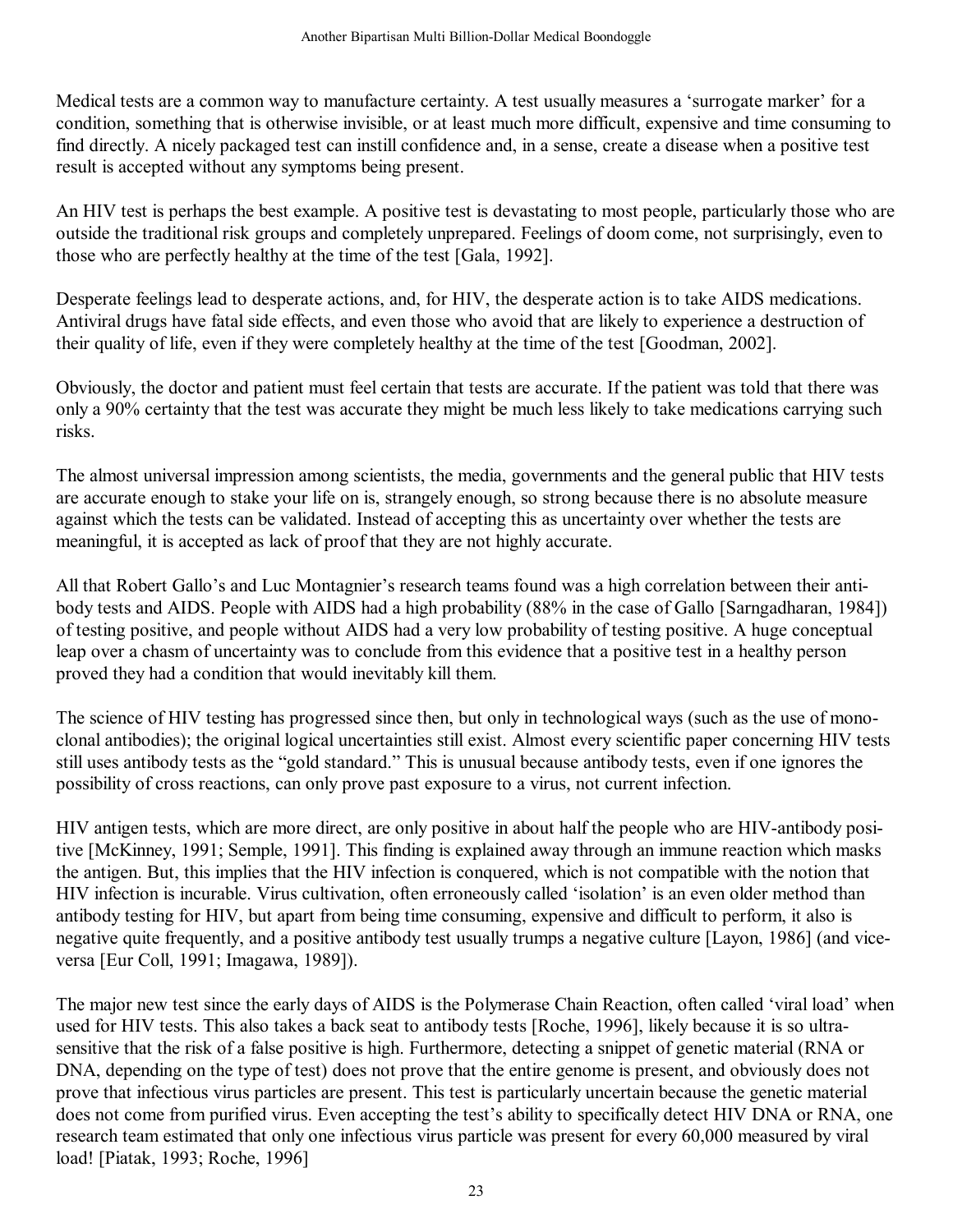Medical tests are a common way to manufacture certainty. A test usually measures a 'surrogate marker' for a condition, something that is otherwise invisible, or at least much more difficult, expensive and time consuming to find directly. A nicely packaged test can instill confidence and, in a sense, create a disease when a positive test result is accepted without any symptoms being present.

An HIV test is perhaps the best example. A positive test is devastating to most people, particularly those who are outside the traditional risk groups and completely unprepared. Feelings of doom come, not surprisingly, even to those who are perfectly healthy at the time of the test [Gala, 1992].

Desperate feelings lead to desperate actions, and, for HIV, the desperate action is to take AIDS medications. Antiviral drugs have fatal side effects, and even those who avoid that are likely to experience a destruction of their quality of life, even if they were completely healthy at the time of the test [Goodman, 2002].

Obviously, the doctor and patient must feel certain that tests are accurate. If the patient was told that there was only a 90% certainty that the test was accurate they might be much less likely to take medications carrying such risks.

The almost universal impression among scientists, the media, governments and the general public that HIV tests are accurate enough to stake your life on is, strangely enough, so strong because there is no absolute measure against which the tests can be validated. Instead of accepting this as uncertainty over whether the tests are meaningful, it is accepted as lack of proof that they are not highly accurate.

All that Robert Gallo's and Luc Montagnier's research teams found was a high correlation between their antibody tests and AIDS. People with AIDS had a high probability (88% in the case of Gallo [Sarngadharan, 1984]) of testing positive, and people without AIDS had a very low probability of testing positive. A huge conceptual leap over a chasm of uncertainty was to conclude from this evidence that a positive test in a healthy person proved they had a condition that would inevitably kill them.

The science of HIV testing has progressed since then, but only in technological ways (such as the use of monoclonal antibodies); the original logical uncertainties still exist. Almost every scientific paper concerning HIV tests still uses antibody tests as the "gold standard." This is unusual because antibody tests, even if one ignores the possibility of cross reactions, can only prove past exposure to a virus, not current infection.

HIV antigen tests, which are more direct, are only positive in about half the people who are HIV-antibody positive [McKinney, 1991; Semple, 1991]. This finding is explained away through an immune reaction which masks the antigen. But, this implies that the HIV infection is conquered, which is not compatible with the notion that HIV infection is incurable. Virus cultivation, often erroneously called 'isolation' is an even older method than antibody testing for HIV, but apart from being time consuming, expensive and difficult to perform, it also is negative quite frequently, and a positive antibody test usually trumps a negative culture [Layon, 1986] (and vice-versa [Eur Coll, 1991; Imagawa, 1989]).

The major new test since the early days of AIDS is the Polymerase Chain Reaction, often called 'viral load' when used for HIV tests. This also takes a back seat to antibody tests [Roche, 1996], likely because it is so ultra-sensitive that the risk of a false positive is high. Furthermore, detecting a snippet of genetic material (RNA or DNA, depending on the type of test) does not prove that the entire genome is present, and obviously does not prove that infectious virus particles are present. This test is particularly uncertain because the genetic material does not come from purified virus. Even accepting the test's ability to specifically detect HIV DNA or RNA, one research team estimated that only one infectious virus particle was present for every 60,000 measured by viral load! [Piatak, 1993; Roche, 1996]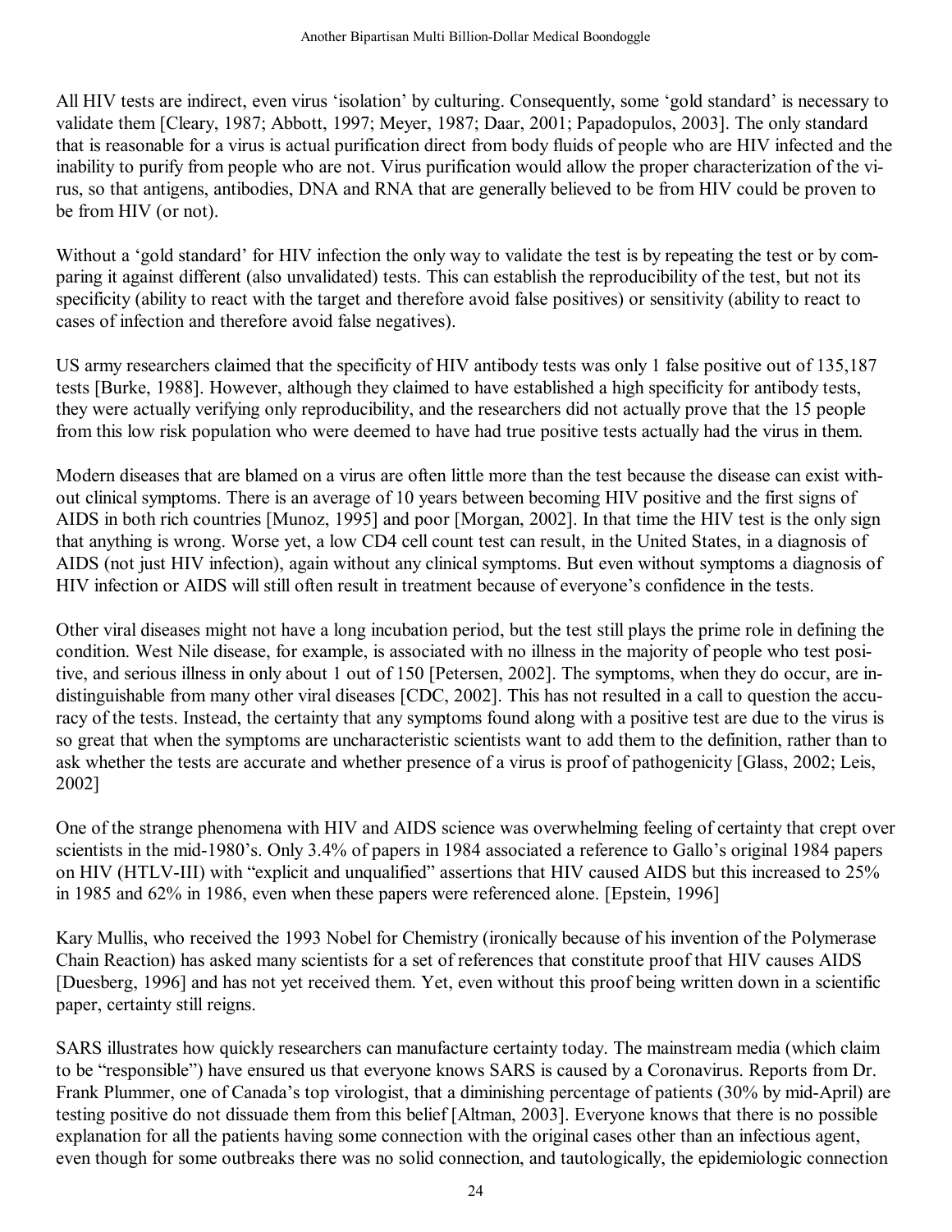All HIV tests are indirect, even virus 'isolation' by culturing. Consequently, some 'gold standard' is necessary to validate them [Cleary, 1987; Abbott, 1997; Meyer, 1987; Daar, 2001; Papadopulos, 2003]. The only standard that is reasonable for a virus is actual purification direct from body fluids of people who are HIV infected and the inability to purify from people who are not. Virus purification would allow the proper characterization of the virus, so that antigens, antibodies, DNA and RNA that are generally believed to be from HIV could be proven to be from HIV (or not).

Without a 'gold standard' for HIV infection the only way to validate the test is by repeating the test or by comparing it against different (also unvalidated) tests. This can establish the reproducibility of the test, but not its specificity (ability to react with the target and therefore avoid false positives) or sensitivity (ability to react to cases of infection and therefore avoid false negatives).

US army researchers claimed that the specificity of HIV antibody tests was only 1 false positive out of 135,187 tests [Burke, 1988]. However, although they claimed to have established a high specificity for antibody tests, they were actually verifying only reproducibility, and the researchers did not actually prove that the 15 people from this low risk population who were deemed to have had true positive tests actually had the virus in them.

Modern diseases that are blamed on a virus are often little more than the test because the disease can exist without clinical symptoms. There is an average of 10 years between becoming HIV positive and the first signs of AIDS in both rich countries [Munoz, 1995] and poor [Morgan, 2002]. In that time the HIV test is the only sign that anything is wrong. Worse yet, a low CD4 cell count test can result, in the United States, in a diagnosis of AIDS (not just HIV infection), again without any clinical symptoms. But even without symptoms a diagnosis of HIV infection or AIDS will still often result in treatment because of everyone's confidence in the tests.

Other viral diseases might not have a long incubation period, but the test still plays the prime role in defining the condition. West Nile disease, for example, is associated with no illness in the majority of people who test positive, and serious illness in only about 1 out of 150 [Petersen, 2002]. The symptoms, when they do occur, are indistinguishable from many other viral diseases [CDC, 2002]. This has not resulted in a call to question the accuracy of the tests. Instead, the certainty that any symptoms found along with a positive test are due to the virus is so great that when the symptoms are uncharacteristic scientists want to add them to the definition, rather than to ask whether the tests are accurate and whether presence of a virus is proof of pathogenicity [Glass, 2002; Leis, 2002]

One of the strange phenomena with HIV and AIDS science was overwhelming feeling of certainty that crept over scientists in the mid-1980's. Only 3.4% of papers in 1984 associated a reference to Gallo's original 1984 papers on HIV (HTLV-III) with "explicit and unqualified" assertions that HIV caused AIDS but this increased to 25% in 1985 and 62% in 1986, even when these papers were referenced alone. [Epstein, 1996]

Kary Mullis, who received the 1993 Nobel for Chemistry (ironically because of his invention of the Polymerase Chain Reaction) has asked many scientists for a set of references that constitute proof that HIV causes AIDS [Duesberg, 1996] and has not yet received them. Yet, even without this proof being written down in a scientific paper, certainty still reigns.

SARS illustrates how quickly researchers can manufacture certainty today. The mainstream media (which claim to be "responsible") have ensured us that everyone knows SARS is caused by a Coronavirus. Reports from Dr. Frank Plummer, one of Canada's top virologist, that a diminishing percentage of patients (30% by mid-April) are testing positive do not dissuade them from this belief [Altman, 2003]. Everyone knows that there is no possible explanation for all the patients having some connection with the original cases other than an infectious agent, even though for some outbreaks there was no solid connection, and tautologically, the epidemiologic connection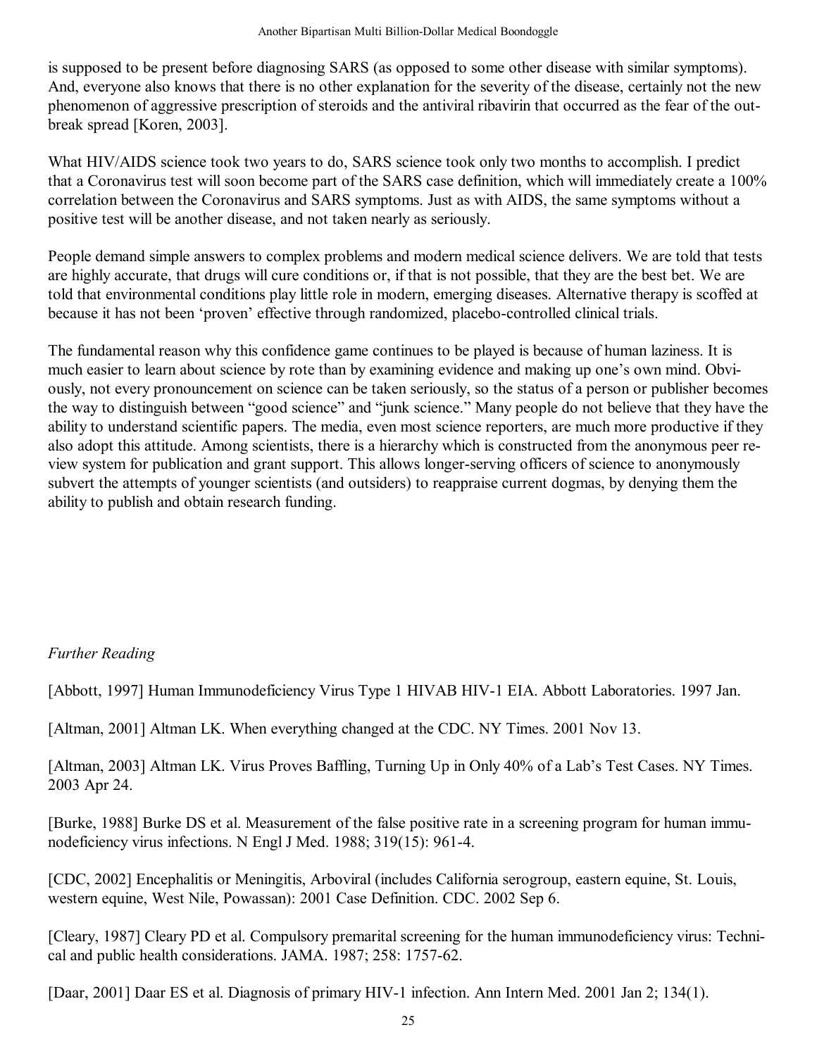is supposed to be present before diagnosing SARS (as opposed to some other disease with similar symptoms). And, everyone also knows that there is no other explanation for the severity of the disease, certainly not the new phenomenon of aggressive prescription of steroids and the antiviral ribavirin that occurred as the fear of the outbreak spread [Koren, 2003].

What HIV/AIDS science took two years to do, SARS science took only two months to accomplish. I predict that a Coronavirus test will soon become part of the SARS case definition, which will immediately create a 100% correlation between the Coronavirus and SARS symptoms. Just as with AIDS, the same symptoms without a positive test will be another disease, and not taken nearly as seriously.

People demand simple answers to complex problems and modern medical science delivers. We are told that tests are highly accurate, that drugs will cure conditions or, if that is not possible, that they are the best bet. We are told that environmental conditions play little role in modern, emerging diseases. Alternative therapy is scoffed at because it has not been 'proven' effective through randomized, placebo-controlled clinical trials.

The fundamental reason why this confidence game continues to be played is because of human laziness. It is much easier to learn about science by rote than by examining evidence and making up one's own mind. Obviously, not every pronouncement on science can be taken seriously, so the status of a person or publisher becomes the way to distinguish between "good science" and "junk science." Many people do not believe that they have the ability to understand scientific papers. The media, even most science reporters, are much more productive if they also adopt this attitude. Among scientists, there is a hierarchy which is constructed from the anonymous peer review system for publication and grant support. This allows longer-serving officers of science to anonymously subvert the attempts of younger scientists (and outsiders) to reappraise current dogmas, by denying them the ability to publish and obtain research funding.

*Further Reading*

[Abbott, 1997] Human Immunodeficiency Virus Type 1 HIVAB HIV-1 EIA. Abbott Laboratories. 1997 Jan.

[Altman, 2001] Altman LK. When everything changed at the CDC. NY Times. 2001 Nov 13.

[Altman, 2003] Altman LK. Virus Proves Baffling, Turning Up in Only 40% of a Lab's Test Cases. NY Times. 2003 Apr 24.

[Burke, 1988] Burke DS et al. Measurement of the false positive rate in a screening program for human immunodeficiency virus infections. N Engl J Med. 1988; 319(15): 961-4.

[CDC, 2002] Encephalitis or Meningitis, Arboviral (includes California serogroup, eastern equine, St. Louis, western equine, West Nile, Powassan): 2001 Case Definition. CDC. 2002 Sep 6.

[Cleary, 1987] Cleary PD et al. Compulsory premarital screening for the human immunodeficiency virus: Technical and public health considerations. JAMA. 1987; 258: 1757-62.

[Daar, 2001] Daar ES et al. Diagnosis of primary HIV-1 infection. Ann Intern Med. 2001 Jan 2; 134(1).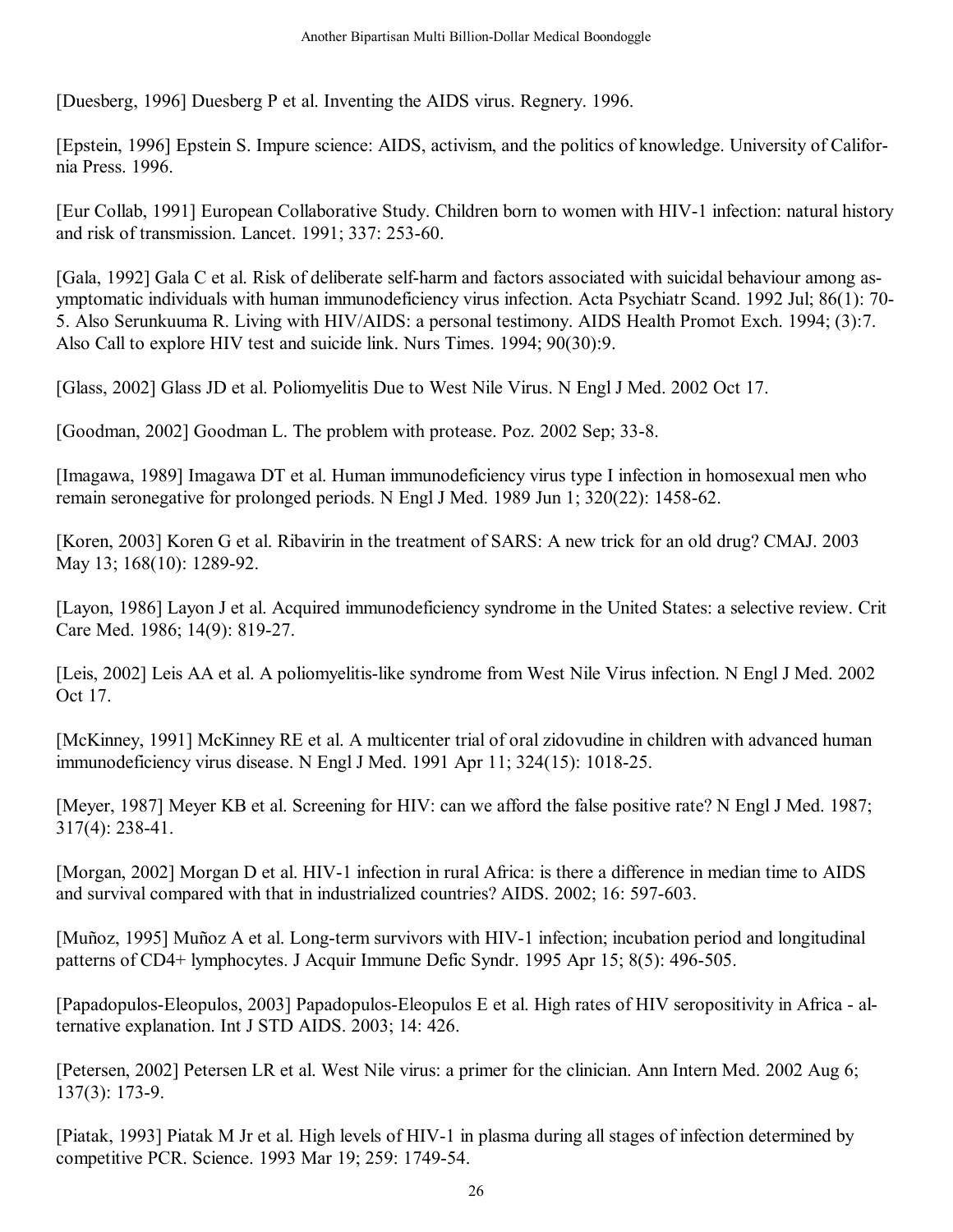[Duesberg, 1996] Duesberg P et al. Inventing the AIDS virus. Regnery. 1996.

[Epstein, 1996] Epstein S. Impure science: AIDS, activism, and the politics of knowledge. University of California Press. 1996.

[Eur Collab, 1991] European Collaborative Study. Children born to women with HIV-1 infection: natural history and risk of transmission. Lancet. 1991; 337: 253-60.

[Gala, 1992] Gala C et al. Risk of deliberate self-harm and factors associated with suicidal behaviour among asymptomatic individuals with human immunodeficiency virus infection. Acta Psychiatr Scand. 1992 Jul; 86(1): 70-5. Also Serunkuuma R. Living with HIV/AIDS: a personal testimony. AIDS Health Promot Exch. 1994; (3):7. Also Call to explore HIV test and suicide link. Nurs Times. 1994; 90(30):9.

[Glass, 2002] Glass JD et al. Poliomyelitis Due to West Nile Virus. N Engl J Med. 2002 Oct 17.

[Goodman, 2002] Goodman L. The problem with protease. Poz. 2002 Sep; 33-8.

[Imagawa, 1989] Imagawa DT et al. Human immunodeficiency virus type I infection in homosexual men who remain seronegative for prolonged periods. N Engl J Med. 1989 Jun 1; 320(22): 1458-62.

[Koren, 2003] Koren G et al. Ribavirin in the treatment of SARS: A new trick for an old drug? CMAJ. 2003 May 13; 168(10): 1289-92.

[Layon, 1986] Layon J et al. Acquired immunodeficiency syndrome in the United States: a selective review. Crit Care Med. 1986; 14(9): 819-27.

[Leis, 2002] Leis AA et al. A poliomyelitis-like syndrome from West Nile Virus infection. N Engl J Med. 2002 Oct 17.

[McKinney, 1991] McKinney RE et al. A multicenter trial of oral zidovudine in children with advanced human immunodeficiency virus disease. N Engl J Med. 1991 Apr 11; 324(15): 1018-25.

[Meyer, 1987] Meyer KB et al. Screening for HIV: can we afford the false positive rate? N Engl J Med. 1987; 317(4): 238-41.

[Morgan, 2002] Morgan D et al. HIV-1 infection in rural Africa: is there a difference in median time to AIDS and survival compared with that in industrialized countries? AIDS. 2002; 16: 597-603.

[Muñoz, 1995] Muñoz A et al. Long-term survivors with HIV-1 infection; incubation period and longitudinal patterns of CD4+ lymphocytes. J Acquir Immune Defic Syndr. 1995 Apr 15; 8(5): 496-505.

[Papadopulos-Eleopulos, 2003] Papadopulos-Eleopulos E et al. High rates of HIV seropositivity in Africa - alternative explanation. Int J STD AIDS. 2003; 14: 426.

[Petersen, 2002] Petersen LR et al. West Nile virus: a primer for the clinician. Ann Intern Med. 2002 Aug 6; 137(3): 173-9.

[Piatak, 1993] Piatak M Jr et al. High levels of HIV-1 in plasma during all stages of infection determined by competitive PCR. Science. 1993 Mar 19; 259: 1749-54.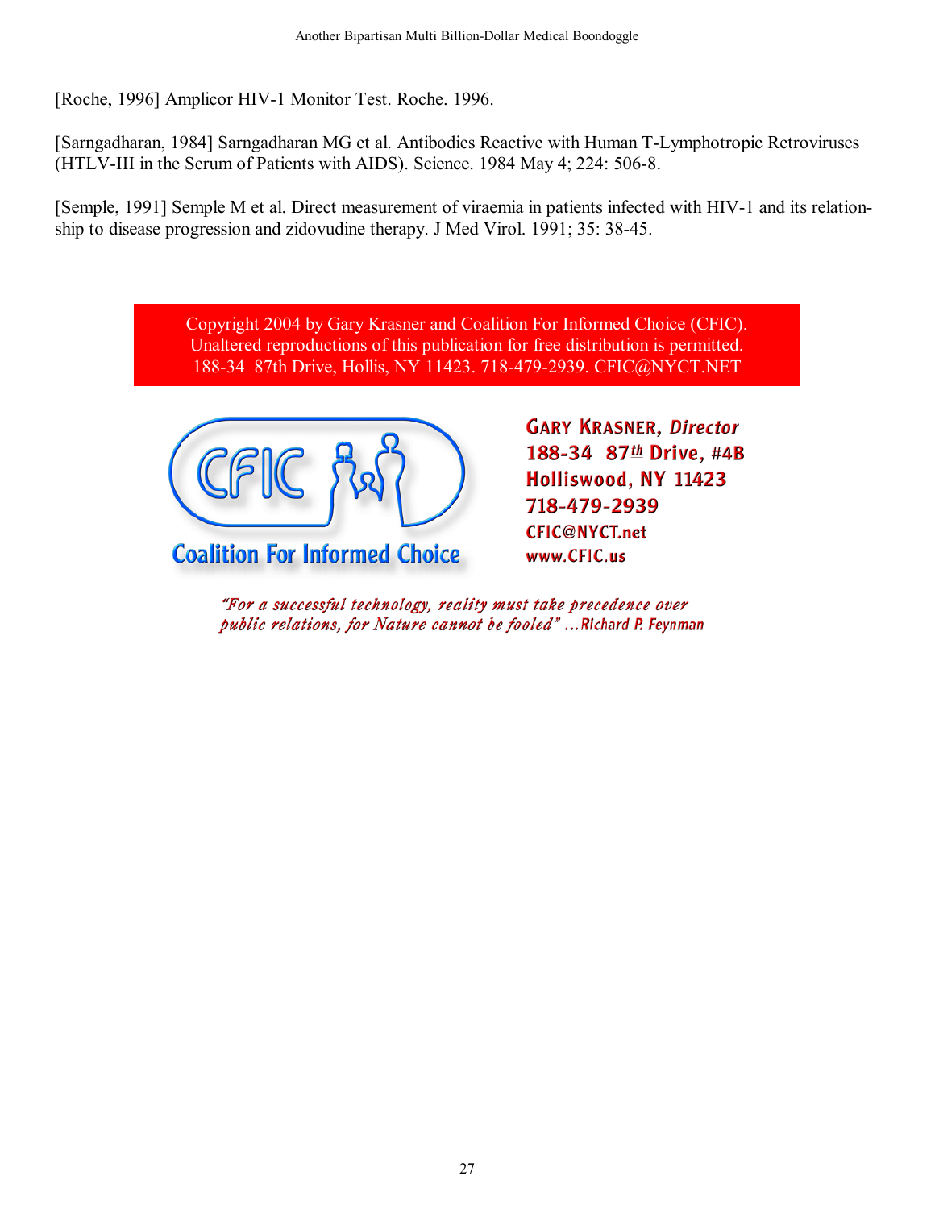[Roche, 1996] Amplicor HIV-1 Monitor Test. Roche. 1996.

[Sarngadharan, 1984] Sarngadharan MG et al. Antibodies Reactive with Human T-Lymphotropic Retroviruses (HTLV-III in the Serum of Patients with AIDS). Science. 1984 May 4; 224: 506-8.

[Semple, 1991] Semple M et al. Direct measurement of viraemia in patients infected with HIV-1 and its relationship to disease progression and zidovudine therapy. J Med Virol. 1991; 35: 38-45.

Copyright 2004 by Gary Krasner and Coalition For Informed Choice (CFIC).
Unaltered reproductions of this publication for free distribution is permitted.
188-34 87th Drive, Hollis, NY 11423. 718-479-2939. CFIC@NYCT.NET

CFIC
Coalition For Informed Choice

**GARY KRASNER, *Director***
**188-34 87th Drive, #4B**
**Holliswood, NY 11423**
**718-479-2939**
**CFIC@NYCT.net**
**www.CFIC.us**

*"For a successful technology, reality must take precedence over public relations, for Nature cannot be fooled" ...Richard P. Feynman*